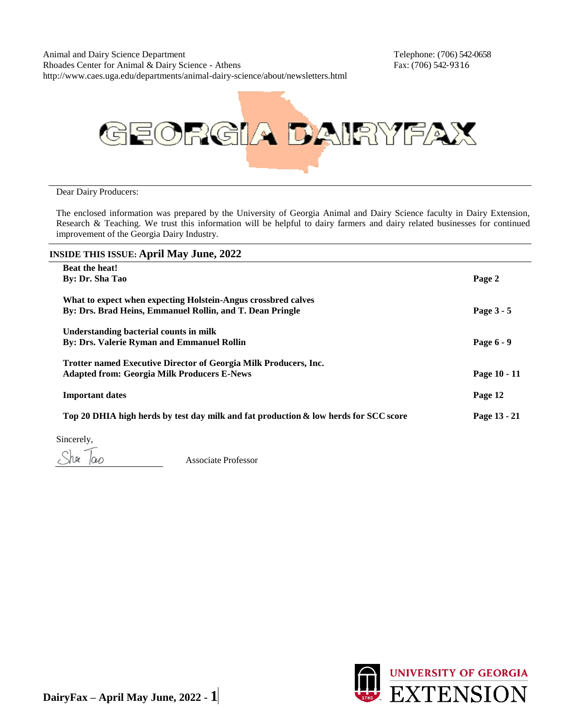Animal and Dairy Science Department
Rhoades Center for Animal & Dairy Science - Athens
http://www.caes.uga.edu/departments/animal-dairy-science/about/newsletters.html

Telephone: (706) 542-0658
Fax: (706) 542-9316

# GEORGIA DAIRYFAX

Dear Dairy Producers:

The enclosed information was prepared by the University of Georgia Animal and Dairy Science faculty in Dairy Extension, Research & Teaching. We trust this information will be helpful to dairy farmers and dairy related businesses for continued improvement of the Georgia Dairy Industry.

## INSIDE THIS ISSUE: April May June, 2022

| Article | Page |
|---|---|
| **Beat the heat!**<br>**By: Dr. Sha Tao** | **Page 2** |
| **What to expect when expecting Holstein-Angus crossbred calves**<br>**By: Drs. Brad Heins, Emmanuel Rollin, and T. Dean Pringle** | **Page 3 - 5** |
| **Understanding bacterial counts in milk**<br>**By: Drs. Valerie Ryman and Emmanuel Rollin** | **Page 6 - 9** |
| **Trotter named Executive Director of Georgia Milk Producers, Inc.**<br>**Adapted from: Georgia Milk Producers E-News** | **Page 10 - 11** |
| **Important dates** | **Page 12** |
| **Top 20 DHIA high herds by test day milk and fat production & low herds for SCC score** | **Page 13 - 21** |

Sincerely,

Sha Tao

Associate Professor

UNIVERSITY OF GEORGIA EXTENSION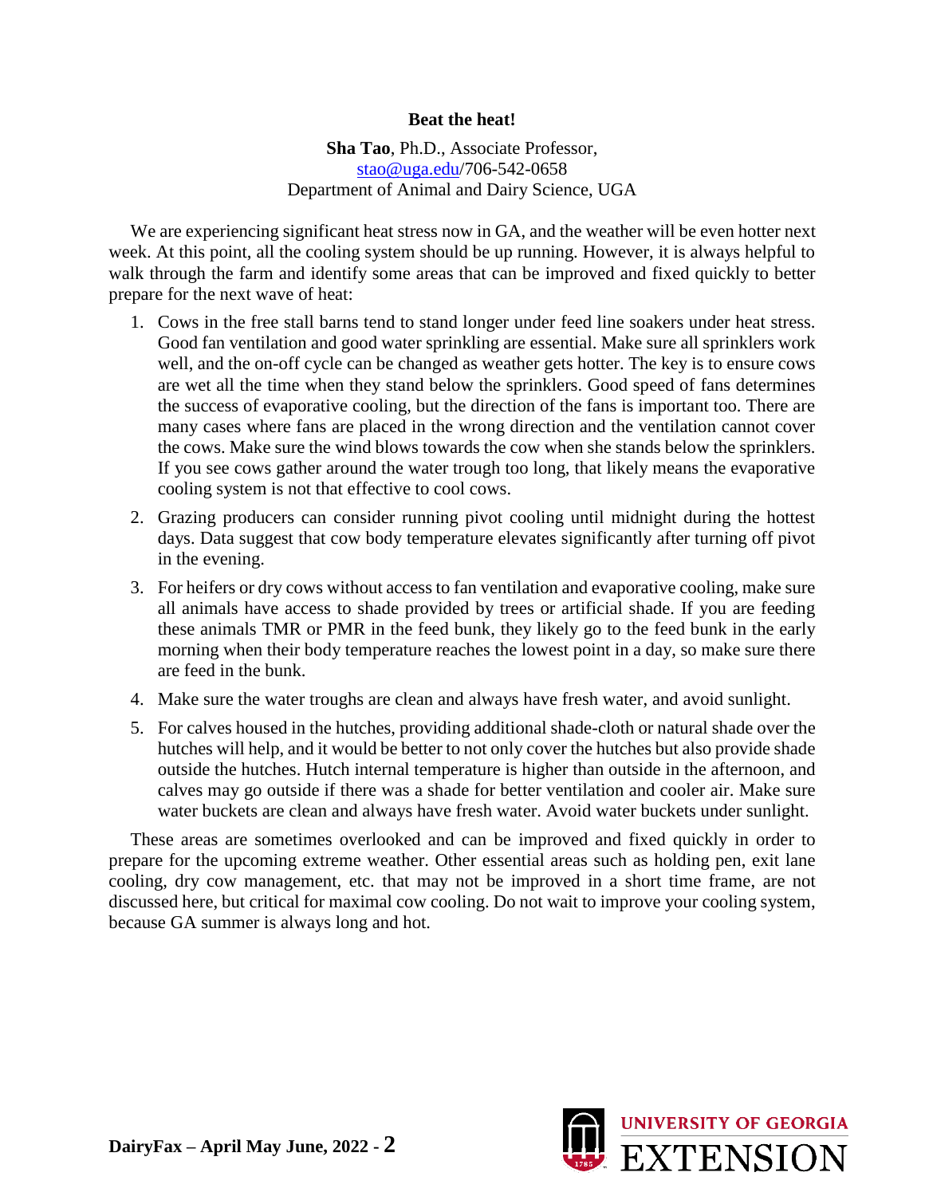## Beat the heat!

**Sha Tao**, Ph.D., Associate Professor,
stao@uga.edu/706-542-0658
Department of Animal and Dairy Science, UGA

We are experiencing significant heat stress now in GA, and the weather will be even hotter next week. At this point, all the cooling system should be up running. However, it is always helpful to walk through the farm and identify some areas that can be improved and fixed quickly to better prepare for the next wave of heat:

1. Cows in the free stall barns tend to stand longer under feed line soakers under heat stress. Good fan ventilation and good water sprinkling are essential. Make sure all sprinklers work well, and the on-off cycle can be changed as weather gets hotter. The key is to ensure cows are wet all the time when they stand below the sprinklers. Good speed of fans determines the success of evaporative cooling, but the direction of the fans is important too. There are many cases where fans are placed in the wrong direction and the ventilation cannot cover the cows. Make sure the wind blows towards the cow when she stands below the sprinklers. If you see cows gather around the water trough too long, that likely means the evaporative cooling system is not that effective to cool cows.
2. Grazing producers can consider running pivot cooling until midnight during the hottest days. Data suggest that cow body temperature elevates significantly after turning off pivot in the evening.
3. For heifers or dry cows without access to fan ventilation and evaporative cooling, make sure all animals have access to shade provided by trees or artificial shade. If you are feeding these animals TMR or PMR in the feed bunk, they likely go to the feed bunk in the early morning when their body temperature reaches the lowest point in a day, so make sure there are feed in the bunk.
4. Make sure the water troughs are clean and always have fresh water, and avoid sunlight.
5. For calves housed in the hutches, providing additional shade-cloth or natural shade over the hutches will help, and it would be better to not only cover the hutches but also provide shade outside the hutches. Hutch internal temperature is higher than outside in the afternoon, and calves may go outside if there was a shade for better ventilation and cooler air. Make sure water buckets are clean and always have fresh water. Avoid water buckets under sunlight.

These areas are sometimes overlooked and can be improved and fixed quickly in order to prepare for the upcoming extreme weather. Other essential areas such as holding pen, exit lane cooling, dry cow management, etc. that may not be improved in a short time frame, are not discussed here, but critical for maximal cow cooling. Do not wait to improve your cooling system, because GA summer is always long and hot.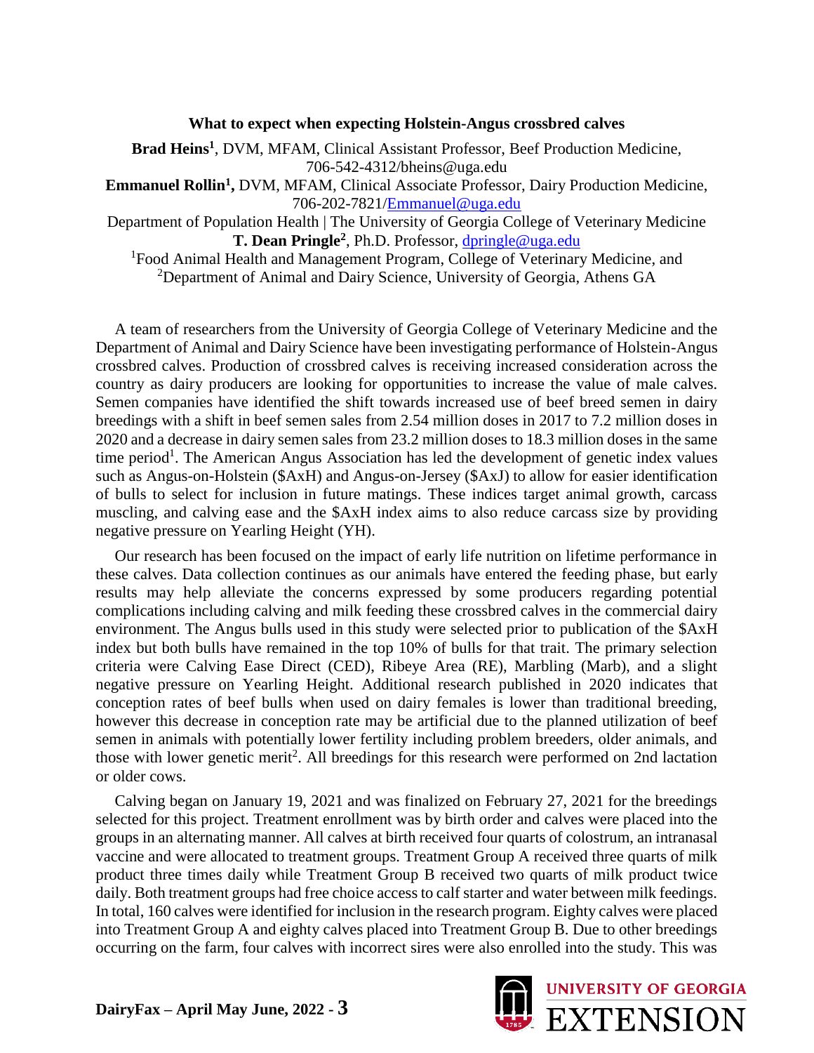**What to expect when expecting Holstein-Angus crossbred calves**

**Brad Heins[1]**, DVM, MFAM, Clinical Assistant Professor, Beef Production Medicine, 706-542-4312/bheins@uga.edu

**Emmanuel Rollin[1],** DVM, MFAM, Clinical Associate Professor, Dairy Production Medicine, 706-202-7821/Emmanuel@uga.edu

Department of Population Health | The University of Georgia College of Veterinary Medicine

**T. Dean Pringle[2]**, Ph.D. Professor, dpringle@uga.edu

[1]Food Animal Health and Management Program, College of Veterinary Medicine, and
[2]Department of Animal and Dairy Science, University of Georgia, Athens GA

A team of researchers from the University of Georgia College of Veterinary Medicine and the Department of Animal and Dairy Science have been investigating performance of Holstein-Angus crossbred calves. Production of crossbred calves is receiving increased consideration across the country as dairy producers are looking for opportunities to increase the value of male calves. Semen companies have identified the shift towards increased use of beef breed semen in dairy breedings with a shift in beef semen sales from 2.54 million doses in 2017 to 7.2 million doses in 2020 and a decrease in dairy semen sales from 23.2 million doses to 18.3 million doses in the same time period[1]. The American Angus Association has led the development of genetic index values such as Angus-on-Holstein ($AxH) and Angus-on-Jersey ($AxJ) to allow for easier identification of bulls to select for inclusion in future matings. These indices target animal growth, carcass muscling, and calving ease and the $AxH index aims to also reduce carcass size by providing negative pressure on Yearling Height (YH).

Our research has been focused on the impact of early life nutrition on lifetime performance in these calves. Data collection continues as our animals have entered the feeding phase, but early results may help alleviate the concerns expressed by some producers regarding potential complications including calving and milk feeding these crossbred calves in the commercial dairy environment. The Angus bulls used in this study were selected prior to publication of the $AxH index but both bulls have remained in the top 10% of bulls for that trait. The primary selection criteria were Calving Ease Direct (CED), Ribeye Area (RE), Marbling (Marb), and a slight negative pressure on Yearling Height. Additional research published in 2020 indicates that conception rates of beef bulls when used on dairy females is lower than traditional breeding, however this decrease in conception rate may be artificial due to the planned utilization of beef semen in animals with potentially lower fertility including problem breeders, older animals, and those with lower genetic merit[2]. All breedings for this research were performed on 2nd lactation or older cows.

Calving began on January 19, 2021 and was finalized on February 27, 2021 for the breedings selected for this project. Treatment enrollment was by birth order and calves were placed into the groups in an alternating manner. All calves at birth received four quarts of colostrum, an intranasal vaccine and were allocated to treatment groups. Treatment Group A received three quarts of milk product three times daily while Treatment Group B received two quarts of milk product twice daily. Both treatment groups had free choice access to calf starter and water between milk feedings. In total, 160 calves were identified for inclusion in the research program. Eighty calves were placed into Treatment Group A and eighty calves placed into Treatment Group B. Due to other breedings occurring on the farm, four calves with incorrect sires were also enrolled into the study. This was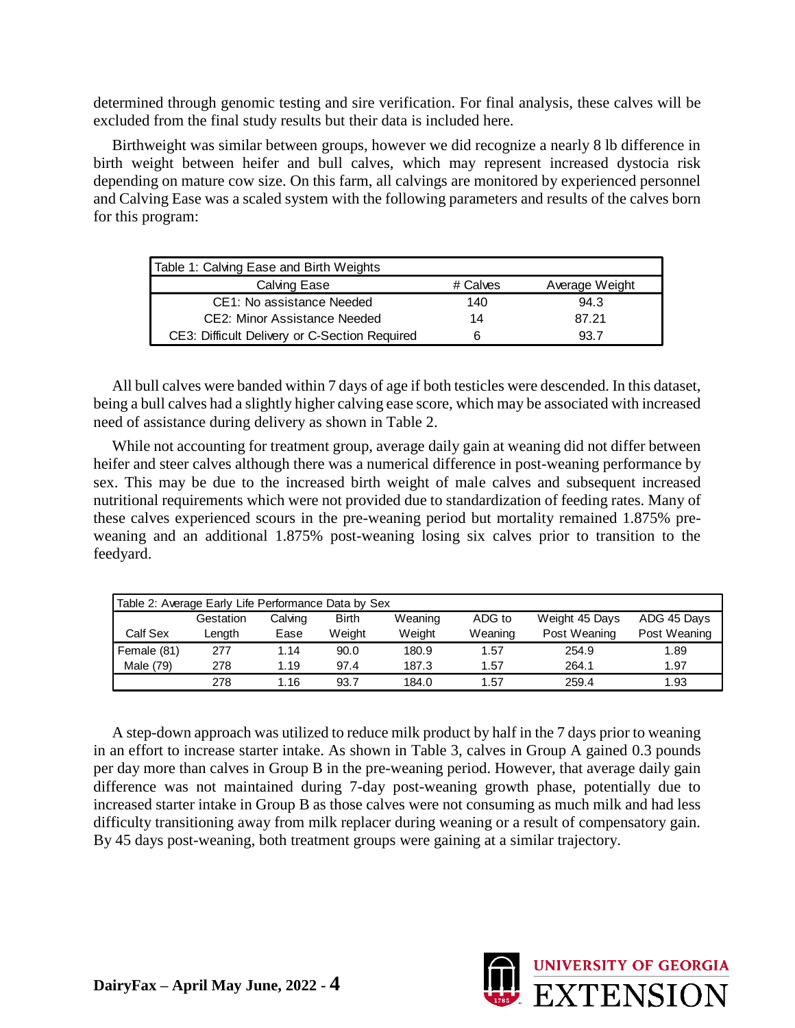determined through genomic testing and sire verification. For final analysis, these calves will be excluded from the final study results but their data is included here.

Birthweight was similar between groups, however we did recognize a nearly 8 lb difference in birth weight between heifer and bull calves, which may represent increased dystocia risk depending on mature cow size. On this farm, all calvings are monitored by experienced personnel and Calving Ease was a scaled system with the following parameters and results of the calves born for this program:

| Table 1: Calving Ease and Birth Weights | | |
|---|---|---|
| Calving Ease | # Calves | Average Weight |
| CE1: No assistance Needed | 140 | 94.3 |
| CE2: Minor Assistance Needed | 14 | 87.21 |
| CE3: Difficult Delivery or C-Section Required | 6 | 93.7 |

All bull calves were banded within 7 days of age if both testicles were descended. In this dataset, being a bull calves had a slightly higher calving ease score, which may be associated with increased need of assistance during delivery as shown in Table 2.

While not accounting for treatment group, average daily gain at weaning did not differ between heifer and steer calves although there was a numerical difference in post-weaning performance by sex. This may be due to the increased birth weight of male calves and subsequent increased nutritional requirements which were not provided due to standardization of feeding rates. Many of these calves experienced scours in the pre-weaning period but mortality remained 1.875% pre-weaning and an additional 1.875% post-weaning losing six calves prior to transition to the feedyard.

| Table 2: Average Early Life Performance Data by Sex | | | | | | | |
|---|---|---|---|---|---|---|---|
| Calf Sex | Gestation Length | Calving Ease | Birth Weight | Weaning Weight | ADG to Weaning | Weight 45 Days Post Weaning | ADG 45 Days Post Weaning |
| Female (81) | 277 | 1.14 | 90.0 | 180.9 | 1.57 | 254.9 | 1.89 |
| Male (79) | 278 | 1.19 | 97.4 | 187.3 | 1.57 | 264.1 | 1.97 |
| | 278 | 1.16 | 93.7 | 184.0 | 1.57 | 259.4 | 1.93 |

A step-down approach was utilized to reduce milk product by half in the 7 days prior to weaning in an effort to increase starter intake. As shown in Table 3, calves in Group A gained 0.3 pounds per day more than calves in Group B in the pre-weaning period. However, that average daily gain difference was not maintained during 7-day post-weaning growth phase, potentially due to increased starter intake in Group B as those calves were not consuming as much milk and had less difficulty transitioning away from milk replacer during weaning or a result of compensatory gain. By 45 days post-weaning, both treatment groups were gaining at a similar trajectory.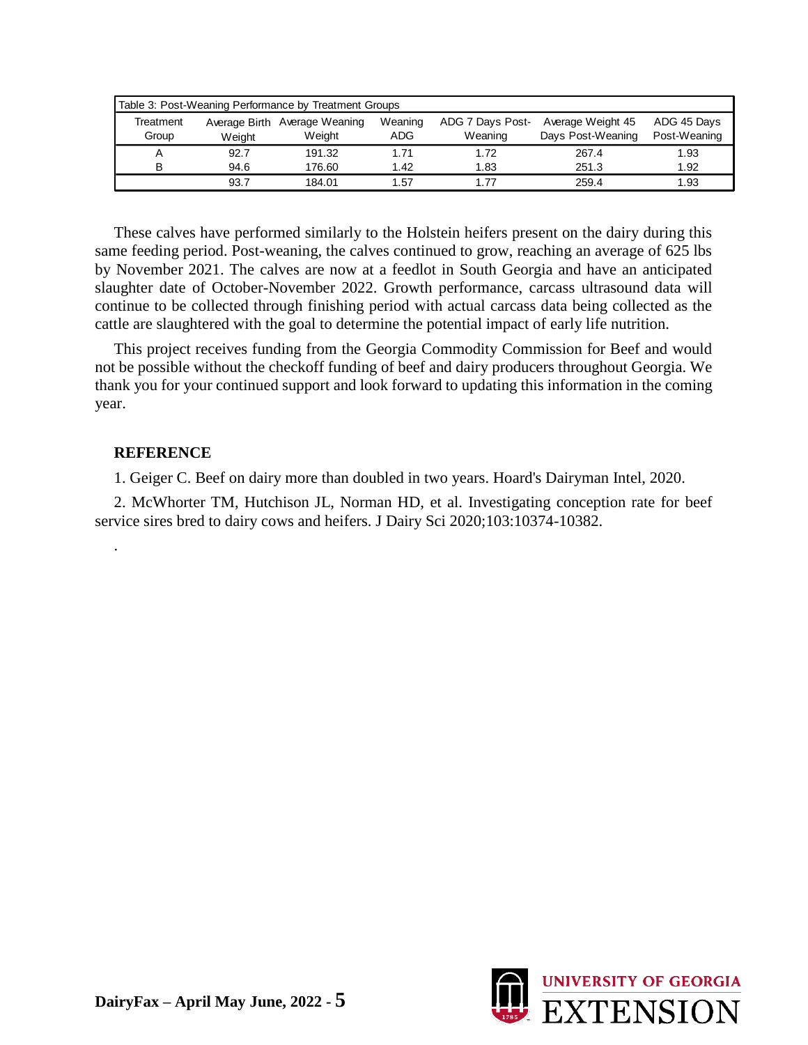Table 3: Post-Weaning Performance by Treatment Groups

| Treatment Group | Average Birth Weight | Average Weaning Weight | Weaning ADG | ADG 7 Days Post-Weaning | Average Weight 45 Days Post-Weaning | ADG 45 Days Post-Weaning |
|---|---|---|---|---|---|---|
| A | 92.7 | 191.32 | 1.71 | 1.72 | 267.4 | 1.93 |
| B | 94.6 | 176.60 | 1.42 | 1.83 | 251.3 | 1.92 |
| | 93.7 | 184.01 | 1.57 | 1.77 | 259.4 | 1.93 |

These calves have performed similarly to the Holstein heifers present on the dairy during this same feeding period. Post-weaning, the calves continued to grow, reaching an average of 625 lbs by November 2021. The calves are now at a feedlot in South Georgia and have an anticipated slaughter date of October-November 2022. Growth performance, carcass ultrasound data will continue to be collected through finishing period with actual carcass data being collected as the cattle are slaughtered with the goal to determine the potential impact of early life nutrition.

This project receives funding from the Georgia Commodity Commission for Beef and would not be possible without the checkoff funding of beef and dairy producers throughout Georgia. We thank you for your continued support and look forward to updating this information in the coming year.

**REFERENCE**

1. Geiger C. Beef on dairy more than doubled in two years. Hoard's Dairyman Intel, 2020.

2. McWhorter TM, Hutchison JL, Norman HD, et al. Investigating conception rate for beef service sires bred to dairy cows and heifers. J Dairy Sci 2020;103:10374-10382.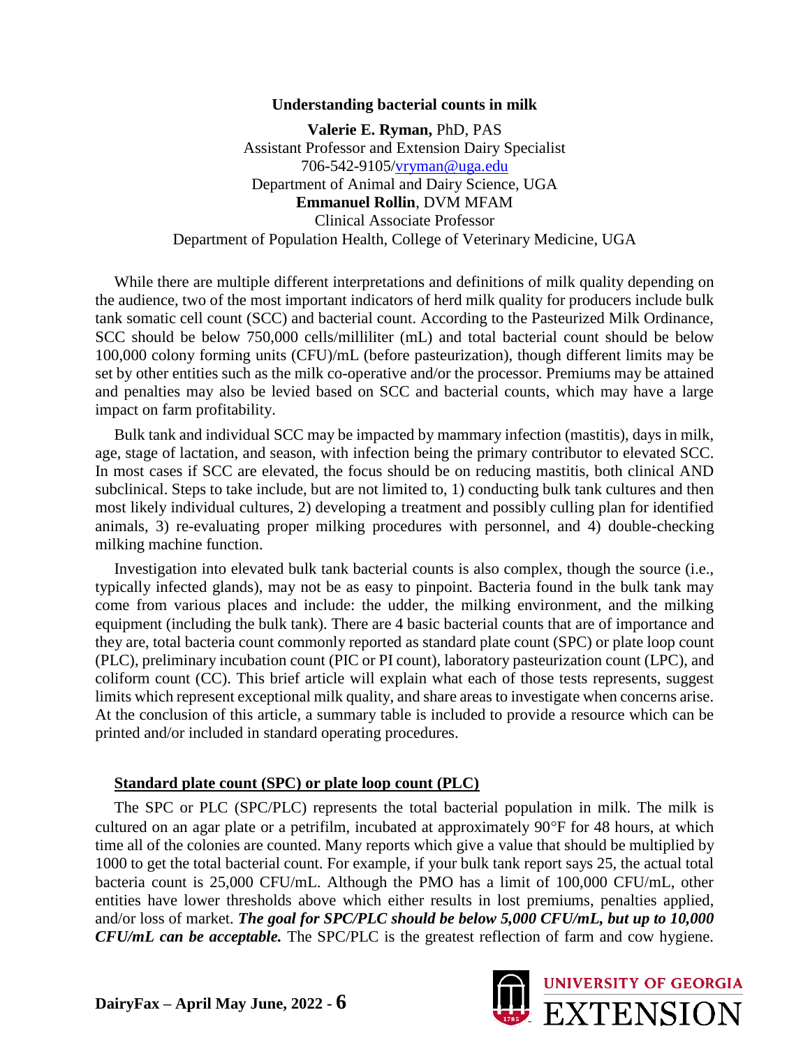# Understanding bacterial counts in milk

**Valerie E. Ryman,** PhD, PAS
Assistant Professor and Extension Dairy Specialist
706-542-9105/vryman@uga.edu
Department of Animal and Dairy Science, UGA
**Emmanuel Rollin**, DVM MFAM
Clinical Associate Professor
Department of Population Health, College of Veterinary Medicine, UGA

While there are multiple different interpretations and definitions of milk quality depending on the audience, two of the most important indicators of herd milk quality for producers include bulk tank somatic cell count (SCC) and bacterial count. According to the Pasteurized Milk Ordinance, SCC should be below 750,000 cells/milliliter (mL) and total bacterial count should be below 100,000 colony forming units (CFU)/mL (before pasteurization), though different limits may be set by other entities such as the milk co-operative and/or the processor. Premiums may be attained and penalties may also be levied based on SCC and bacterial counts, which may have a large impact on farm profitability.

Bulk tank and individual SCC may be impacted by mammary infection (mastitis), days in milk, age, stage of lactation, and season, with infection being the primary contributor to elevated SCC. In most cases if SCC are elevated, the focus should be on reducing mastitis, both clinical AND subclinical. Steps to take include, but are not limited to, 1) conducting bulk tank cultures and then most likely individual cultures, 2) developing a treatment and possibly culling plan for identified animals, 3) re-evaluating proper milking procedures with personnel, and 4) double-checking milking machine function.

Investigation into elevated bulk tank bacterial counts is also complex, though the source (i.e., typically infected glands), may not be as easy to pinpoint. Bacteria found in the bulk tank may come from various places and include: the udder, the milking environment, and the milking equipment (including the bulk tank). There are 4 basic bacterial counts that are of importance and they are, total bacteria count commonly reported as standard plate count (SPC) or plate loop count (PLC), preliminary incubation count (PIC or PI count), laboratory pasteurization count (LPC), and coliform count (CC). This brief article will explain what each of those tests represents, suggest limits which represent exceptional milk quality, and share areas to investigate when concerns arise. At the conclusion of this article, a summary table is included to provide a resource which can be printed and/or included in standard operating procedures.

## Standard plate count (SPC) or plate loop count (PLC)

The SPC or PLC (SPC/PLC) represents the total bacterial population in milk. The milk is cultured on an agar plate or a petrifilm, incubated at approximately 90°F for 48 hours, at which time all of the colonies are counted. Many reports which give a value that should be multiplied by 1000 to get the total bacterial count. For example, if your bulk tank report says 25, the actual total bacteria count is 25,000 CFU/mL. Although the PMO has a limit of 100,000 CFU/mL, other entities have lower thresholds above which either results in lost premiums, penalties applied, and/or loss of market. ***The goal for SPC/PLC should be below 5,000 CFU/mL, but up to 10,000 CFU/mL can be acceptable.*** The SPC/PLC is the greatest reflection of farm and cow hygiene.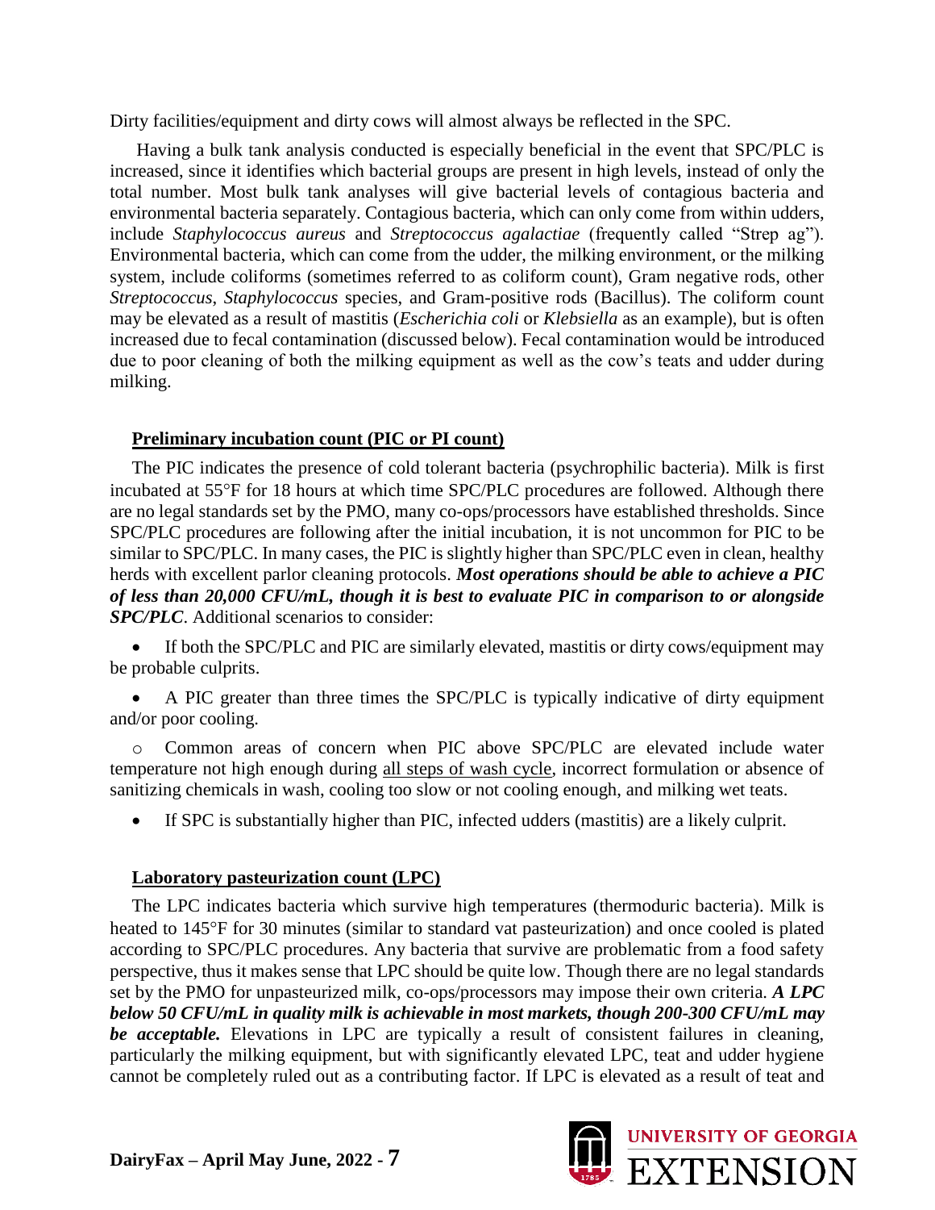Dirty facilities/equipment and dirty cows will almost always be reflected in the SPC.

Having a bulk tank analysis conducted is especially beneficial in the event that SPC/PLC is increased, since it identifies which bacterial groups are present in high levels, instead of only the total number. Most bulk tank analyses will give bacterial levels of contagious bacteria and environmental bacteria separately. Contagious bacteria, which can only come from within udders, include *Staphylococcus aureus* and *Streptococcus agalactiae* (frequently called "Strep ag"). Environmental bacteria, which can come from the udder, the milking environment, or the milking system, include coliforms (sometimes referred to as coliform count), Gram negative rods, other *Streptococcus*, *Staphylococcus* species, and Gram-positive rods (Bacillus). The coliform count may be elevated as a result of mastitis (*Escherichia coli* or *Klebsiella* as an example), but is often increased due to fecal contamination (discussed below). Fecal contamination would be introduced due to poor cleaning of both the milking equipment as well as the cow's teats and udder during milking.

## Preliminary incubation count (PIC or PI count)

The PIC indicates the presence of cold tolerant bacteria (psychrophilic bacteria). Milk is first incubated at 55°F for 18 hours at which time SPC/PLC procedures are followed. Although there are no legal standards set by the PMO, many co-ops/processors have established thresholds. Since SPC/PLC procedures are following after the initial incubation, it is not uncommon for PIC to be similar to SPC/PLC. In many cases, the PIC is slightly higher than SPC/PLC even in clean, healthy herds with excellent parlor cleaning protocols. ***Most operations should be able to achieve a PIC of less than 20,000 CFU/mL, though it is best to evaluate PIC in comparison to or alongside SPC/PLC***. Additional scenarios to consider:

- If both the SPC/PLC and PIC are similarly elevated, mastitis or dirty cows/equipment may be probable culprits.
- A PIC greater than three times the SPC/PLC is typically indicative of dirty equipment and/or poor cooling.
  - Common areas of concern when PIC above SPC/PLC are elevated include water temperature not high enough during <u>all steps of wash cycle</u>, incorrect formulation or absence of sanitizing chemicals in wash, cooling too slow or not cooling enough, and milking wet teats.
- If SPC is substantially higher than PIC, infected udders (mastitis) are a likely culprit.

## Laboratory pasteurization count (LPC)

The LPC indicates bacteria which survive high temperatures (thermoduric bacteria). Milk is heated to 145°F for 30 minutes (similar to standard vat pasteurization) and once cooled is plated according to SPC/PLC procedures. Any bacteria that survive are problematic from a food safety perspective, thus it makes sense that LPC should be quite low. Though there are no legal standards set by the PMO for unpasteurized milk, co-ops/processors may impose their own criteria. ***A LPC below 50 CFU/mL in quality milk is achievable in most markets, though 200-300 CFU/mL may be acceptable.*** Elevations in LPC are typically a result of consistent failures in cleaning, particularly the milking equipment, but with significantly elevated LPC, teat and udder hygiene cannot be completely ruled out as a contributing factor. If LPC is elevated as a result of teat and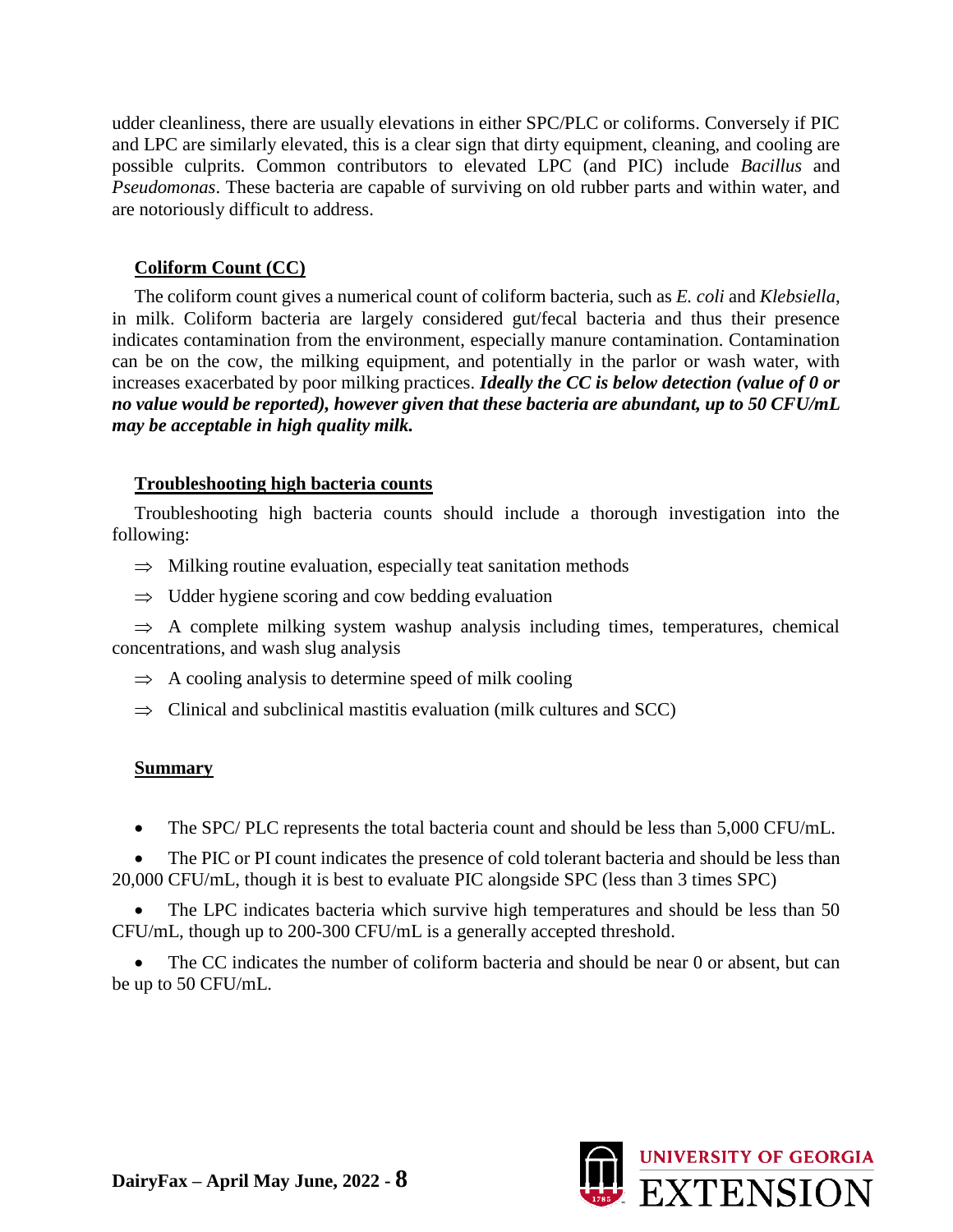udder cleanliness, there are usually elevations in either SPC/PLC or coliforms. Conversely if PIC and LPC are similarly elevated, this is a clear sign that dirty equipment, cleaning, and cooling are possible culprits. Common contributors to elevated LPC (and PIC) include *Bacillus* and *Pseudomonas*. These bacteria are capable of surviving on old rubber parts and within water, and are notoriously difficult to address.

## Coliform Count (CC)

The coliform count gives a numerical count of coliform bacteria, such as *E. coli* and *Klebsiella*, in milk. Coliform bacteria are largely considered gut/fecal bacteria and thus their presence indicates contamination from the environment, especially manure contamination. Contamination can be on the cow, the milking equipment, and potentially in the parlor or wash water, with increases exacerbated by poor milking practices. ***Ideally the CC is below detection (value of 0 or no value would be reported), however given that these bacteria are abundant, up to 50 CFU/mL may be acceptable in high quality milk.***

## Troubleshooting high bacteria counts

Troubleshooting high bacteria counts should include a thorough investigation into the following:

⇒ Milking routine evaluation, especially teat sanitation methods

⇒ Udder hygiene scoring and cow bedding evaluation

⇒ A complete milking system washup analysis including times, temperatures, chemical concentrations, and wash slug analysis

⇒ A cooling analysis to determine speed of milk cooling

⇒ Clinical and subclinical mastitis evaluation (milk cultures and SCC)

## Summary

- The SPC/ PLC represents the total bacteria count and should be less than 5,000 CFU/mL.
- The PIC or PI count indicates the presence of cold tolerant bacteria and should be less than 20,000 CFU/mL, though it is best to evaluate PIC alongside SPC (less than 3 times SPC)
- The LPC indicates bacteria which survive high temperatures and should be less than 50 CFU/mL, though up to 200-300 CFU/mL is a generally accepted threshold.
- The CC indicates the number of coliform bacteria and should be near 0 or absent, but can be up to 50 CFU/mL.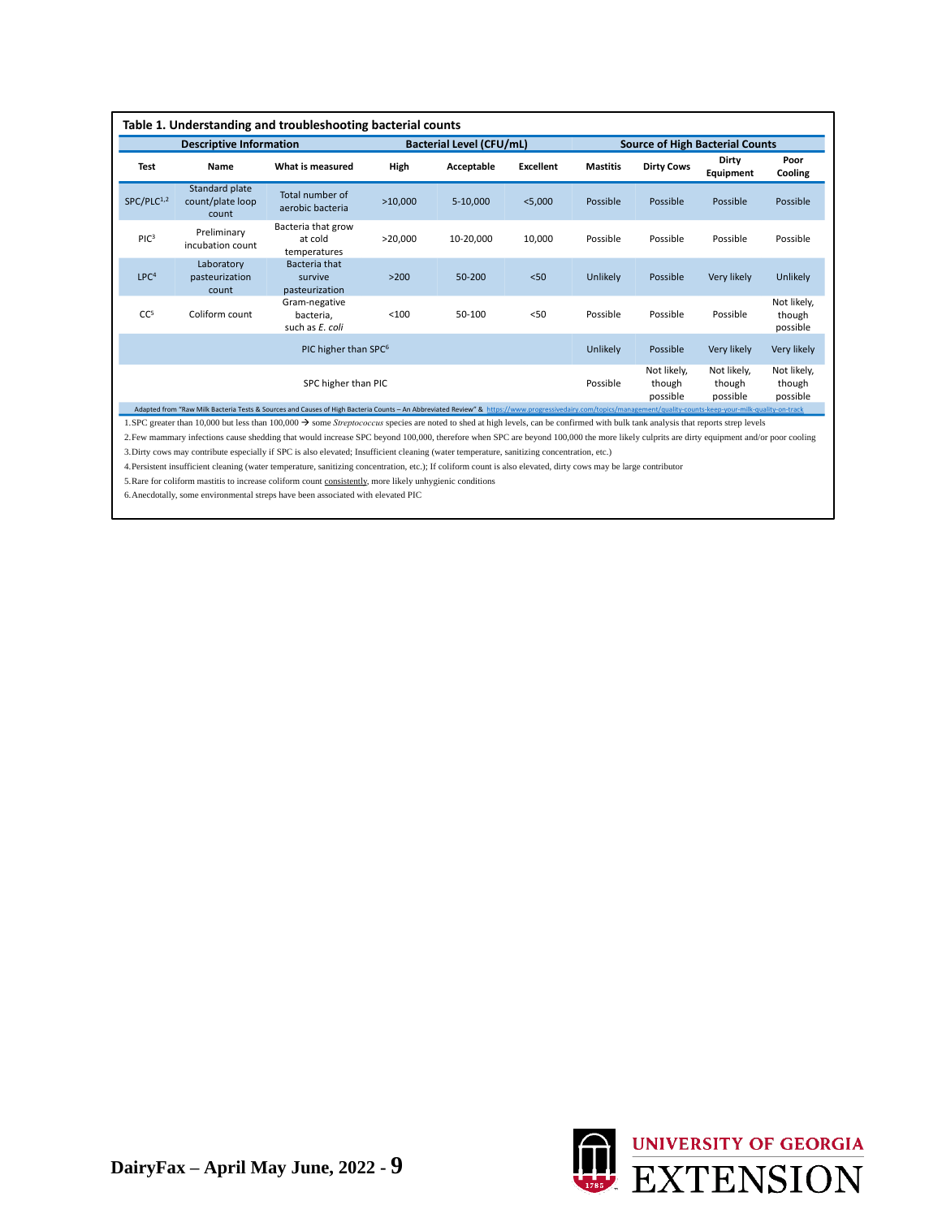**Table 1. Understanding and troubleshooting bacterial counts**

| Descriptive Information | | | Bacterial Level (CFU/mL) | | | Source of High Bacterial Counts | | | |
|---|---|---|---|---|---|---|---|---|---|
| Test | Name | What is measured | High | Acceptable | Excellent | Mastitis | Dirty Cows | Dirty Equipment | Poor Cooling |
| SPC/PLC[1,2] | Standard plate count/plate loop count | Total number of aerobic bacteria | >10,000 | 5-10,000 | <5,000 | Possible | Possible | Possible | Possible |
| PIC[3] | Preliminary incubation count | Bacteria that grow at cold temperatures | >20,000 | 10-20,000 | 10,000 | Possible | Possible | Possible | Possible |
| LPC[4] | Laboratory pasteurization count | Bacteria that survive pasteurization | >200 | 50-200 | <50 | Unlikely | Possible | Very likely | Unlikely |
| CC[5] | Coliform count | Gram-negative bacteria, such as *E. coli* | <100 | 50-100 | <50 | Possible | Possible | Possible | Not likely, though possible |
| PIC higher than SPC[6] | | | | | | Unlikely | Possible | Very likely | Very likely |
| SPC higher than PIC | | | | | | Possible | Not likely, though possible | Not likely, though possible | Not likely, though possible |

Adapted from "Raw Milk Bacteria Tests & Sources and Causes of High Bacteria Counts – An Abbreviated Review" & https://www.progressivedairy.com/topics/management/quality-counts-keep-your-milk-quality-on-track

1. SPC greater than 10,000 but less than 100,000 → some *Streptococcus* species are noted to shed at high levels, can be confirmed with bulk tank analysis that reports strep levels
2. Few mammary infections cause shedding that would increase SPC beyond 100,000, therefore when SPC are beyond 100,000 the more likely culprits are dirty equipment and/or poor cooling
3. Dirty cows may contribute especially if SPC is also elevated; Insufficient cleaning (water temperature, sanitizing concentration, etc.)
4. Persistent insufficient cleaning (water temperature, sanitizing concentration, etc.); If coliform count is also elevated, dirty cows may be large contributor
5. Rare for coliform mastitis to increase coliform count consistently, more likely unhygienic conditions
6. Anecdotally, some environmental streps have been associated with elevated PIC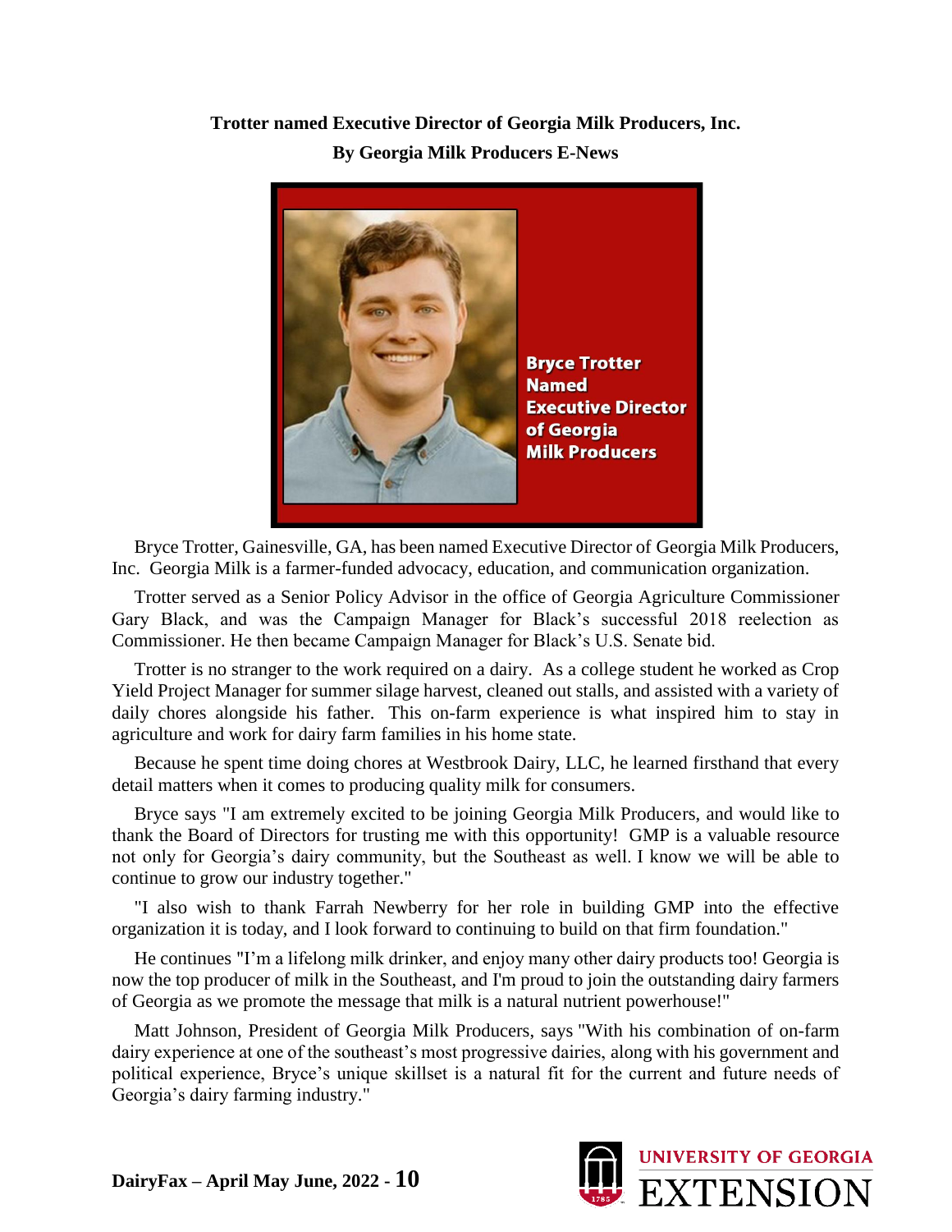**Trotter named Executive Director of Georgia Milk Producers, Inc.**

**By Georgia Milk Producers E-News**

Bryce Trotter Named Executive Director of Georgia Milk Producers

Bryce Trotter, Gainesville, GA, has been named Executive Director of Georgia Milk Producers, Inc. Georgia Milk is a farmer-funded advocacy, education, and communication organization.

Trotter served as a Senior Policy Advisor in the office of Georgia Agriculture Commissioner Gary Black, and was the Campaign Manager for Black's successful 2018 reelection as Commissioner. He then became Campaign Manager for Black's U.S. Senate bid.

Trotter is no stranger to the work required on a dairy. As a college student he worked as Crop Yield Project Manager for summer silage harvest, cleaned out stalls, and assisted with a variety of daily chores alongside his father. This on-farm experience is what inspired him to stay in agriculture and work for dairy farm families in his home state.

Because he spent time doing chores at Westbrook Dairy, LLC, he learned firsthand that every detail matters when it comes to producing quality milk for consumers.

Bryce says "I am extremely excited to be joining Georgia Milk Producers, and would like to thank the Board of Directors for trusting me with this opportunity! GMP is a valuable resource not only for Georgia's dairy community, but the Southeast as well. I know we will be able to continue to grow our industry together."

"I also wish to thank Farrah Newberry for her role in building GMP into the effective organization it is today, and I look forward to continuing to build on that firm foundation."

He continues "I'm a lifelong milk drinker, and enjoy many other dairy products too! Georgia is now the top producer of milk in the Southeast, and I'm proud to join the outstanding dairy farmers of Georgia as we promote the message that milk is a natural nutrient powerhouse!"

Matt Johnson, President of Georgia Milk Producers, says "With his combination of on-farm dairy experience at one of the southeast's most progressive dairies, along with his government and political experience, Bryce's unique skillset is a natural fit for the current and future needs of Georgia's dairy farming industry."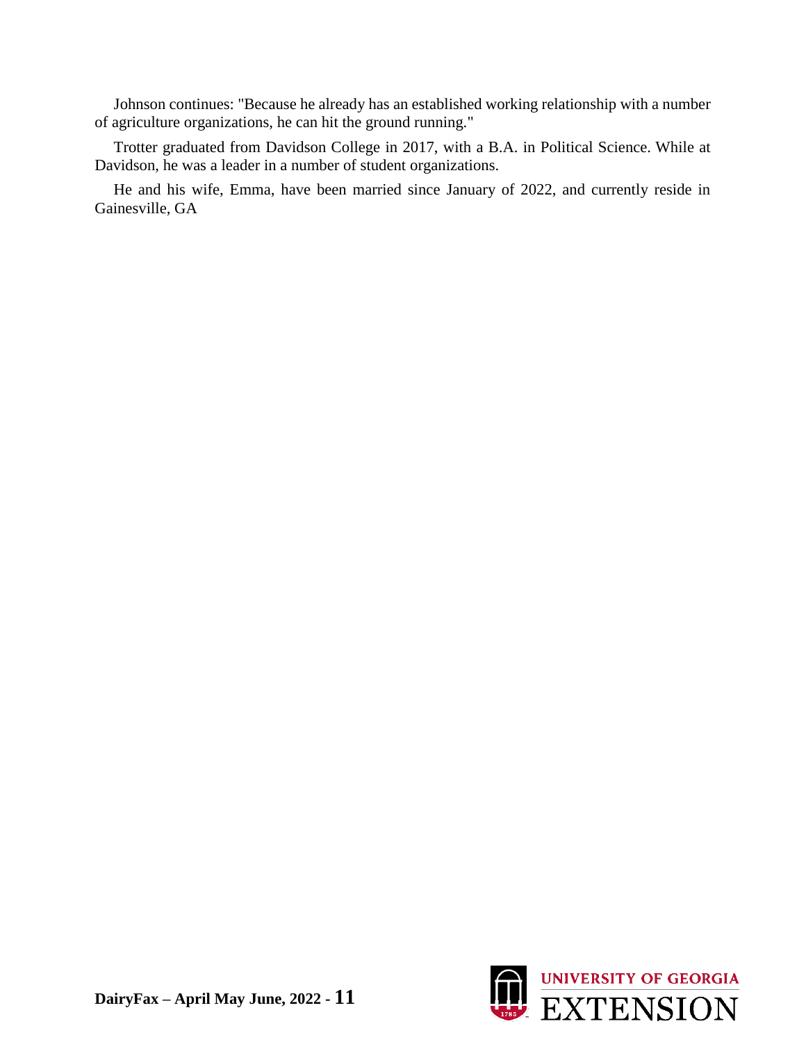Johnson continues: "Because he already has an established working relationship with a number of agriculture organizations, he can hit the ground running."

Trotter graduated from Davidson College in 2017, with a B.A. in Political Science. While at Davidson, he was a leader in a number of student organizations.

He and his wife, Emma, have been married since January of 2022, and currently reside in Gainesville, GA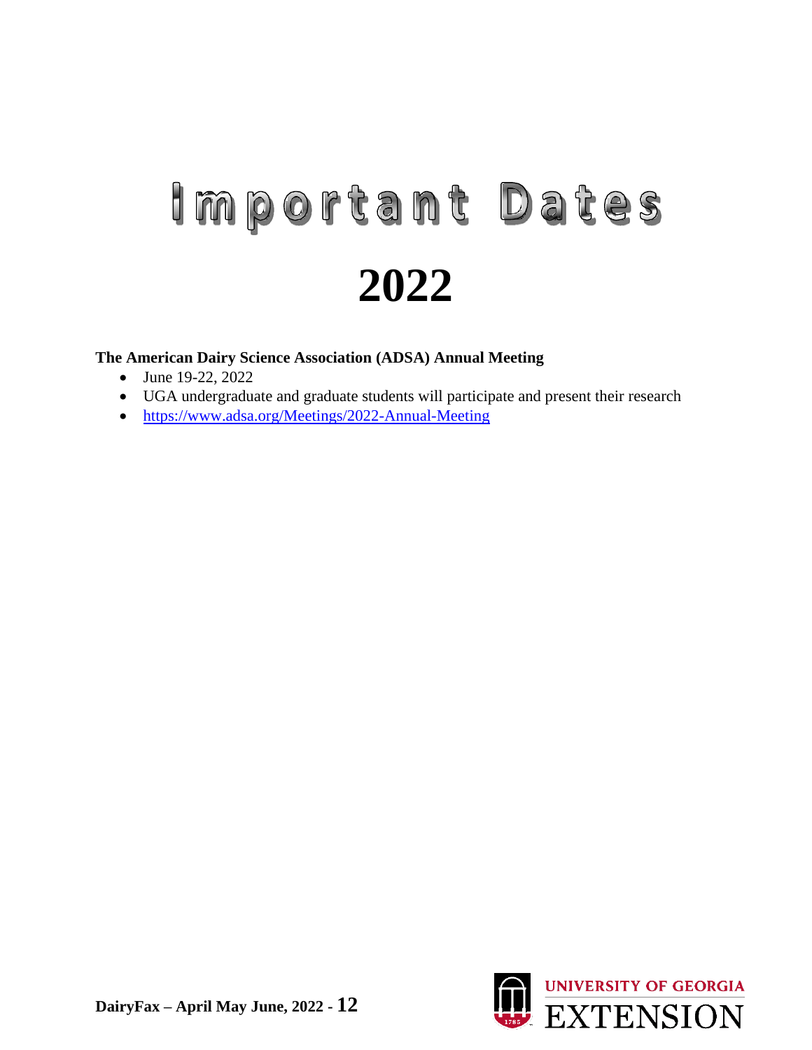# Important Dates

# 2022

**The American Dairy Science Association (ADSA) Annual Meeting**

- June 19-22, 2022
- UGA undergraduate and graduate students will participate and present their research
- https://www.adsa.org/Meetings/2022-Annual-Meeting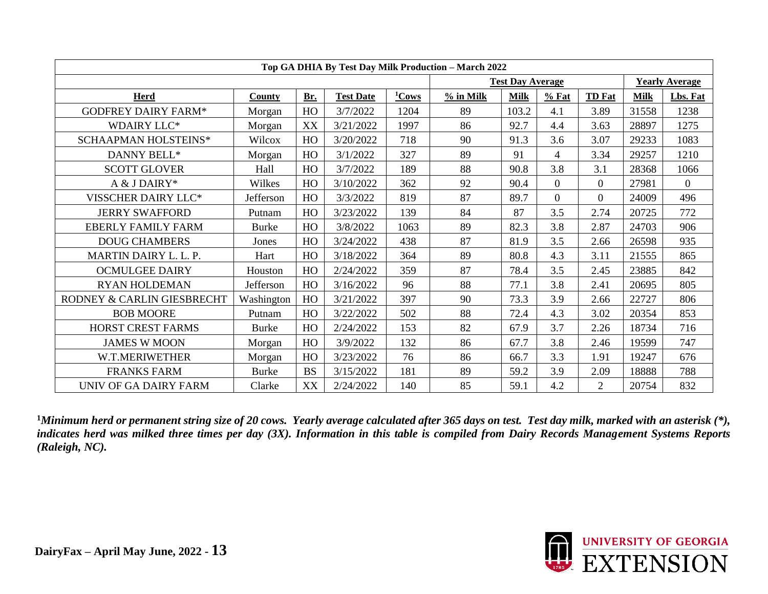| Top GA DHIA By Test Day Milk Production – March 2022 | | | | | | | | | | |
|---|---|---|---|---|---|---|---|---|---|---|
| | | | | | Test Day Average | | | | Yearly Average | |
| Herd | County | Br. | Test Date | [1]Cows | % in Milk | Milk | % Fat | TD Fat | Milk | Lbs. Fat |
| GODFREY DAIRY FARM* | Morgan | HO | 3/7/2022 | 1204 | 89 | 103.2 | 4.1 | 3.89 | 31558 | 1238 |
| WDAIRY LLC* | Morgan | XX | 3/21/2022 | 1997 | 86 | 92.7 | 4.4 | 3.63 | 28897 | 1275 |
| SCHAAPMAN HOLSTEINS* | Wilcox | HO | 3/20/2022 | 718 | 90 | 91.3 | 3.6 | 3.07 | 29233 | 1083 |
| DANNY BELL* | Morgan | HO | 3/1/2022 | 327 | 89 | 91 | 4 | 3.34 | 29257 | 1210 |
| SCOTT GLOVER | Hall | HO | 3/7/2022 | 189 | 88 | 90.8 | 3.8 | 3.1 | 28368 | 1066 |
| A & J DAIRY* | Wilkes | HO | 3/10/2022 | 362 | 92 | 90.4 | 0 | 0 | 27981 | 0 |
| VISSCHER DAIRY LLC* | Jefferson | HO | 3/3/2022 | 819 | 87 | 89.7 | 0 | 0 | 24009 | 496 |
| JERRY SWAFFORD | Putnam | HO | 3/23/2022 | 139 | 84 | 87 | 3.5 | 2.74 | 20725 | 772 |
| EBERLY FAMILY FARM | Burke | HO | 3/8/2022 | 1063 | 89 | 82.3 | 3.8 | 2.87 | 24703 | 906 |
| DOUG CHAMBERS | Jones | HO | 3/24/2022 | 438 | 87 | 81.9 | 3.5 | 2.66 | 26598 | 935 |
| MARTIN DAIRY L. L. P. | Hart | HO | 3/18/2022 | 364 | 89 | 80.8 | 4.3 | 3.11 | 21555 | 865 |
| OCMULGEE DAIRY | Houston | HO | 2/24/2022 | 359 | 87 | 78.4 | 3.5 | 2.45 | 23885 | 842 |
| RYAN HOLDEMAN | Jefferson | HO | 3/16/2022 | 96 | 88 | 77.1 | 3.8 | 2.41 | 20695 | 805 |
| RODNEY & CARLIN GIESBRECHT | Washington | HO | 3/21/2022 | 397 | 90 | 73.3 | 3.9 | 2.66 | 22727 | 806 |
| BOB MOORE | Putnam | HO | 3/22/2022 | 502 | 88 | 72.4 | 4.3 | 3.02 | 20354 | 853 |
| HORST CREST FARMS | Burke | HO | 2/24/2022 | 153 | 82 | 67.9 | 3.7 | 2.26 | 18734 | 716 |
| JAMES W MOON | Morgan | HO | 3/9/2022 | 132 | 86 | 67.7 | 3.8 | 2.46 | 19599 | 747 |
| W.T.MERIWETHER | Morgan | HO | 3/23/2022 | 76 | 86 | 66.7 | 3.3 | 1.91 | 19247 | 676 |
| FRANKS FARM | Burke | BS | 3/15/2022 | 181 | 89 | 59.2 | 3.9 | 2.09 | 18888 | 788 |
| UNIV OF GA DAIRY FARM | Clarke | XX | 2/24/2022 | 140 | 85 | 59.1 | 4.2 | 2 | 20754 | 832 |

***[1]Minimum herd or permanent string size of 20 cows. Yearly average calculated after 365 days on test. Test day milk, marked with an asterisk (*), indicates herd was milked three times per day (3X). Information in this table is compiled from Dairy Records Management Systems Reports (Raleigh, NC).***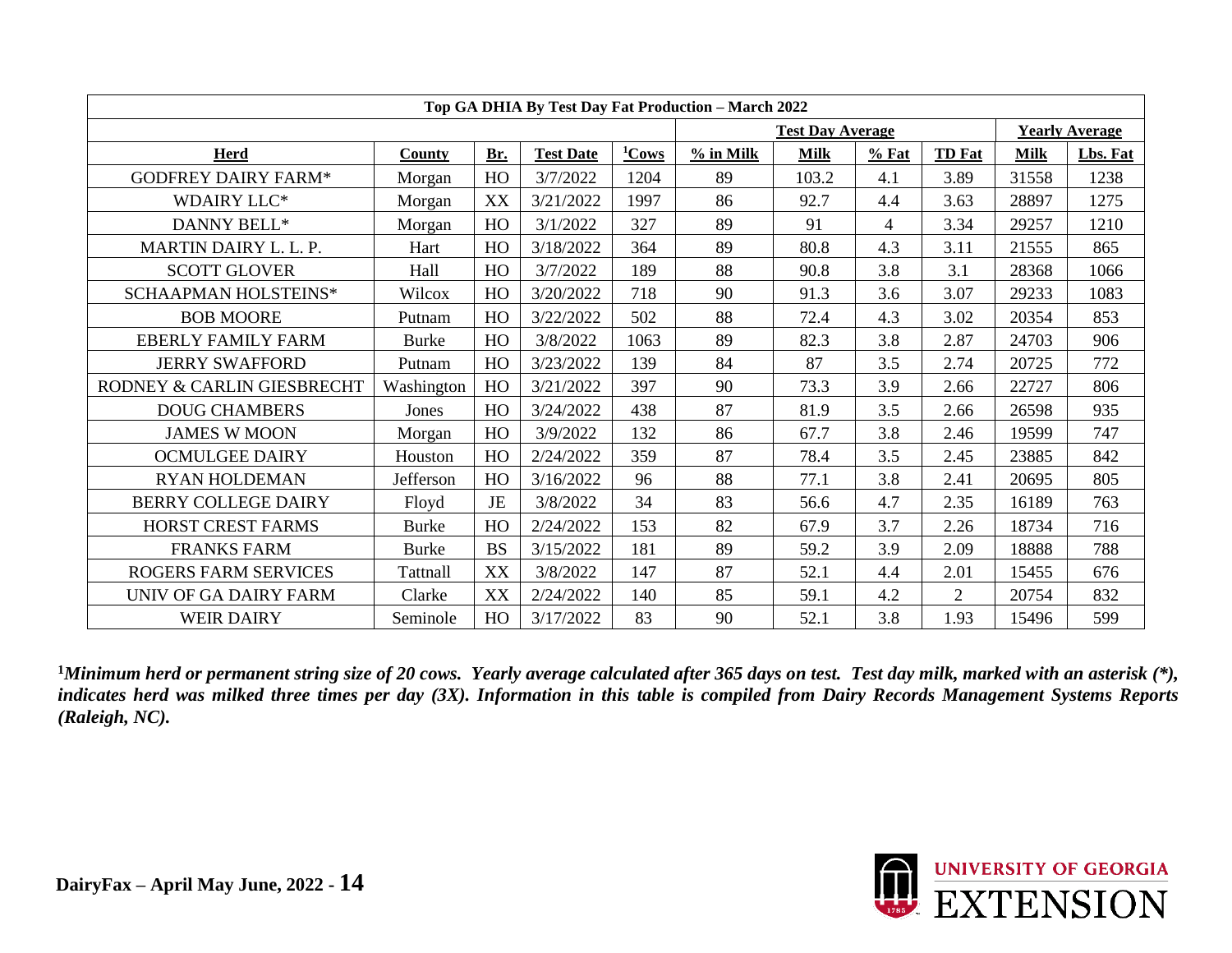| Top GA DHIA By Test Day Fat Production – March 2022 | | | | | | | | | | |
|---|---|---|---|---|---|---|---|---|---|---|
| | | | | | Test Day Average | | | | Yearly Average | |
| Herd | County | Br. | Test Date | [1]Cows | % in Milk | Milk | % Fat | TD Fat | Milk | Lbs. Fat |
| GODFREY DAIRY FARM* | Morgan | HO | 3/7/2022 | 1204 | 89 | 103.2 | 4.1 | 3.89 | 31558 | 1238 |
| WDAIRY LLC* | Morgan | XX | 3/21/2022 | 1997 | 86 | 92.7 | 4.4 | 3.63 | 28897 | 1275 |
| DANNY BELL* | Morgan | HO | 3/1/2022 | 327 | 89 | 91 | 4 | 3.34 | 29257 | 1210 |
| MARTIN DAIRY L. L. P. | Hart | HO | 3/18/2022 | 364 | 89 | 80.8 | 4.3 | 3.11 | 21555 | 865 |
| SCOTT GLOVER | Hall | HO | 3/7/2022 | 189 | 88 | 90.8 | 3.8 | 3.1 | 28368 | 1066 |
| SCHAAPMAN HOLSTEINS* | Wilcox | HO | 3/20/2022 | 718 | 90 | 91.3 | 3.6 | 3.07 | 29233 | 1083 |
| BOB MOORE | Putnam | HO | 3/22/2022 | 502 | 88 | 72.4 | 4.3 | 3.02 | 20354 | 853 |
| EBERLY FAMILY FARM | Burke | HO | 3/8/2022 | 1063 | 89 | 82.3 | 3.8 | 2.87 | 24703 | 906 |
| JERRY SWAFFORD | Putnam | HO | 3/23/2022 | 139 | 84 | 87 | 3.5 | 2.74 | 20725 | 772 |
| RODNEY & CARLIN GIESBRECHT | Washington | HO | 3/21/2022 | 397 | 90 | 73.3 | 3.9 | 2.66 | 22727 | 806 |
| DOUG CHAMBERS | Jones | HO | 3/24/2022 | 438 | 87 | 81.9 | 3.5 | 2.66 | 26598 | 935 |
| JAMES W MOON | Morgan | HO | 3/9/2022 | 132 | 86 | 67.7 | 3.8 | 2.46 | 19599 | 747 |
| OCMULGEE DAIRY | Houston | HO | 2/24/2022 | 359 | 87 | 78.4 | 3.5 | 2.45 | 23885 | 842 |
| RYAN HOLDEMAN | Jefferson | HO | 3/16/2022 | 96 | 88 | 77.1 | 3.8 | 2.41 | 20695 | 805 |
| BERRY COLLEGE DAIRY | Floyd | JE | 3/8/2022 | 34 | 83 | 56.6 | 4.7 | 2.35 | 16189 | 763 |
| HORST CREST FARMS | Burke | HO | 2/24/2022 | 153 | 82 | 67.9 | 3.7 | 2.26 | 18734 | 716 |
| FRANKS FARM | Burke | BS | 3/15/2022 | 181 | 89 | 59.2 | 3.9 | 2.09 | 18888 | 788 |
| ROGERS FARM SERVICES | Tattnall | XX | 3/8/2022 | 147 | 87 | 52.1 | 4.4 | 2.01 | 15455 | 676 |
| UNIV OF GA DAIRY FARM | Clarke | XX | 2/24/2022 | 140 | 85 | 59.1 | 4.2 | 2 | 20754 | 832 |
| WEIR DAIRY | Seminole | HO | 3/17/2022 | 83 | 90 | 52.1 | 3.8 | 1.93 | 15496 | 599 |

***[1]Minimum herd or permanent string size of 20 cows. Yearly average calculated after 365 days on test. Test day milk, marked with an asterisk (*), indicates herd was milked three times per day (3X). Information in this table is compiled from Dairy Records Management Systems Reports (Raleigh, NC).***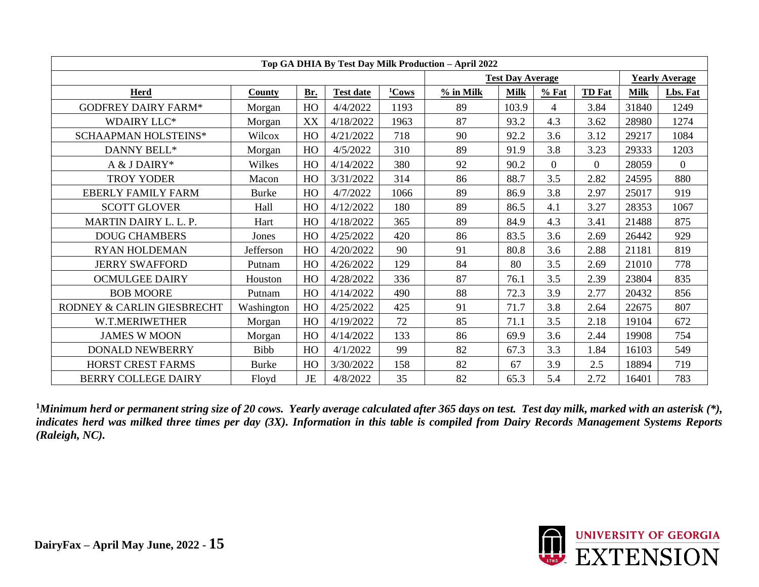| Top GA DHIA By Test Day Milk Production – April 2022 | | | | | | | | | | |
|---|---|---|---|---|---|---|---|---|---|---|
| | | | | | Test Day Average | | | | Yearly Average | |
| Herd | County | Br. | Test date | [1]Cows | % in Milk | Milk | % Fat | TD Fat | Milk | Lbs. Fat |
| GODFREY DAIRY FARM* | Morgan | HO | 4/4/2022 | 1193 | 89 | 103.9 | 4 | 3.84 | 31840 | 1249 |
| WDAIRY LLC* | Morgan | XX | 4/18/2022 | 1963 | 87 | 93.2 | 4.3 | 3.62 | 28980 | 1274 |
| SCHAAPMAN HOLSTEINS* | Wilcox | HO | 4/21/2022 | 718 | 90 | 92.2 | 3.6 | 3.12 | 29217 | 1084 |
| DANNY BELL* | Morgan | HO | 4/5/2022 | 310 | 89 | 91.9 | 3.8 | 3.23 | 29333 | 1203 |
| A & J DAIRY* | Wilkes | HO | 4/14/2022 | 380 | 92 | 90.2 | 0 | 0 | 28059 | 0 |
| TROY YODER | Macon | HO | 3/31/2022 | 314 | 86 | 88.7 | 3.5 | 2.82 | 24595 | 880 |
| EBERLY FAMILY FARM | Burke | HO | 4/7/2022 | 1066 | 89 | 86.9 | 3.8 | 2.97 | 25017 | 919 |
| SCOTT GLOVER | Hall | HO | 4/12/2022 | 180 | 89 | 86.5 | 4.1 | 3.27 | 28353 | 1067 |
| MARTIN DAIRY L. L. P. | Hart | HO | 4/18/2022 | 365 | 89 | 84.9 | 4.3 | 3.41 | 21488 | 875 |
| DOUG CHAMBERS | Jones | HO | 4/25/2022 | 420 | 86 | 83.5 | 3.6 | 2.69 | 26442 | 929 |
| RYAN HOLDEMAN | Jefferson | HO | 4/20/2022 | 90 | 91 | 80.8 | 3.6 | 2.88 | 21181 | 819 |
| JERRY SWAFFORD | Putnam | HO | 4/26/2022 | 129 | 84 | 80 | 3.5 | 2.69 | 21010 | 778 |
| OCMULGEE DAIRY | Houston | HO | 4/28/2022 | 336 | 87 | 76.1 | 3.5 | 2.39 | 23804 | 835 |
| BOB MOORE | Putnam | HO | 4/14/2022 | 490 | 88 | 72.3 | 3.9 | 2.77 | 20432 | 856 |
| RODNEY & CARLIN GIESBRECHT | Washington | HO | 4/25/2022 | 425 | 91 | 71.7 | 3.8 | 2.64 | 22675 | 807 |
| W.T.MERIWETHER | Morgan | HO | 4/19/2022 | 72 | 85 | 71.1 | 3.5 | 2.18 | 19104 | 672 |
| JAMES W MOON | Morgan | HO | 4/14/2022 | 133 | 86 | 69.9 | 3.6 | 2.44 | 19908 | 754 |
| DONALD NEWBERRY | Bibb | HO | 4/1/2022 | 99 | 82 | 67.3 | 3.3 | 1.84 | 16103 | 549 |
| HORST CREST FARMS | Burke | HO | 3/30/2022 | 158 | 82 | 67 | 3.9 | 2.5 | 18894 | 719 |
| BERRY COLLEGE DAIRY | Floyd | JE | 4/8/2022 | 35 | 82 | 65.3 | 5.4 | 2.72 | 16401 | 783 |

[1]***Minimum herd or permanent string size of 20 cows. Yearly average calculated after 365 days on test. Test day milk, marked with an asterisk (*), indicates herd was milked three times per day (3X). Information in this table is compiled from Dairy Records Management Systems Reports (Raleigh, NC).***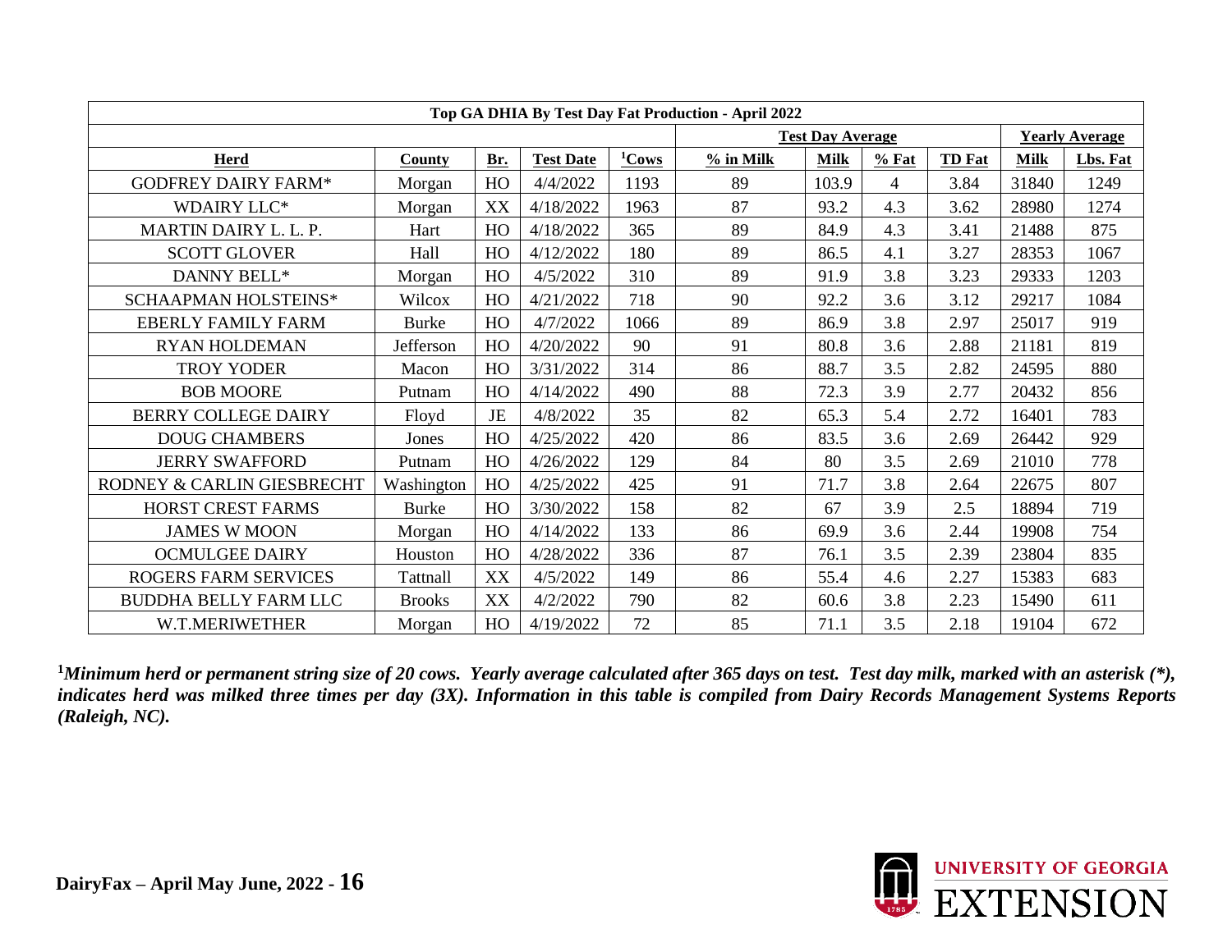| Top GA DHIA By Test Day Fat Production - April 2022 | | | | | | | | | | |
|---|---|---|---|---|---|---|---|---|---|---|
| | | | | | Test Day Average | | | | Yearly Average | |
| Herd | County | Br. | Test Date | [1]Cows | % in Milk | Milk | % Fat | TD Fat | Milk | Lbs. Fat |
| GODFREY DAIRY FARM* | Morgan | HO | 4/4/2022 | 1193 | 89 | 103.9 | 4 | 3.84 | 31840 | 1249 |
| WDAIRY LLC* | Morgan | XX | 4/18/2022 | 1963 | 87 | 93.2 | 4.3 | 3.62 | 28980 | 1274 |
| MARTIN DAIRY L. L. P. | Hart | HO | 4/18/2022 | 365 | 89 | 84.9 | 4.3 | 3.41 | 21488 | 875 |
| SCOTT GLOVER | Hall | HO | 4/12/2022 | 180 | 89 | 86.5 | 4.1 | 3.27 | 28353 | 1067 |
| DANNY BELL* | Morgan | HO | 4/5/2022 | 310 | 89 | 91.9 | 3.8 | 3.23 | 29333 | 1203 |
| SCHAAPMAN HOLSTEINS* | Wilcox | HO | 4/21/2022 | 718 | 90 | 92.2 | 3.6 | 3.12 | 29217 | 1084 |
| EBERLY FAMILY FARM | Burke | HO | 4/7/2022 | 1066 | 89 | 86.9 | 3.8 | 2.97 | 25017 | 919 |
| RYAN HOLDEMAN | Jefferson | HO | 4/20/2022 | 90 | 91 | 80.8 | 3.6 | 2.88 | 21181 | 819 |
| TROY YODER | Macon | HO | 3/31/2022 | 314 | 86 | 88.7 | 3.5 | 2.82 | 24595 | 880 |
| BOB MOORE | Putnam | HO | 4/14/2022 | 490 | 88 | 72.3 | 3.9 | 2.77 | 20432 | 856 |
| BERRY COLLEGE DAIRY | Floyd | JE | 4/8/2022 | 35 | 82 | 65.3 | 5.4 | 2.72 | 16401 | 783 |
| DOUG CHAMBERS | Jones | HO | 4/25/2022 | 420 | 86 | 83.5 | 3.6 | 2.69 | 26442 | 929 |
| JERRY SWAFFORD | Putnam | HO | 4/26/2022 | 129 | 84 | 80 | 3.5 | 2.69 | 21010 | 778 |
| RODNEY & CARLIN GIESBRECHT | Washington | HO | 4/25/2022 | 425 | 91 | 71.7 | 3.8 | 2.64 | 22675 | 807 |
| HORST CREST FARMS | Burke | HO | 3/30/2022 | 158 | 82 | 67 | 3.9 | 2.5 | 18894 | 719 |
| JAMES W MOON | Morgan | HO | 4/14/2022 | 133 | 86 | 69.9 | 3.6 | 2.44 | 19908 | 754 |
| OCMULGEE DAIRY | Houston | HO | 4/28/2022 | 336 | 87 | 76.1 | 3.5 | 2.39 | 23804 | 835 |
| ROGERS FARM SERVICES | Tattnall | XX | 4/5/2022 | 149 | 86 | 55.4 | 4.6 | 2.27 | 15383 | 683 |
| BUDDHA BELLY FARM LLC | Brooks | XX | 4/2/2022 | 790 | 82 | 60.6 | 3.8 | 2.23 | 15490 | 611 |
| W.T.MERIWETHER | Morgan | HO | 4/19/2022 | 72 | 85 | 71.1 | 3.5 | 2.18 | 19104 | 672 |

[1]*Minimum herd or permanent string size of 20 cows. Yearly average calculated after 365 days on test. Test day milk, marked with an asterisk (*), indicates herd was milked three times per day (3X). Information in this table is compiled from Dairy Records Management Systems Reports (Raleigh, NC).*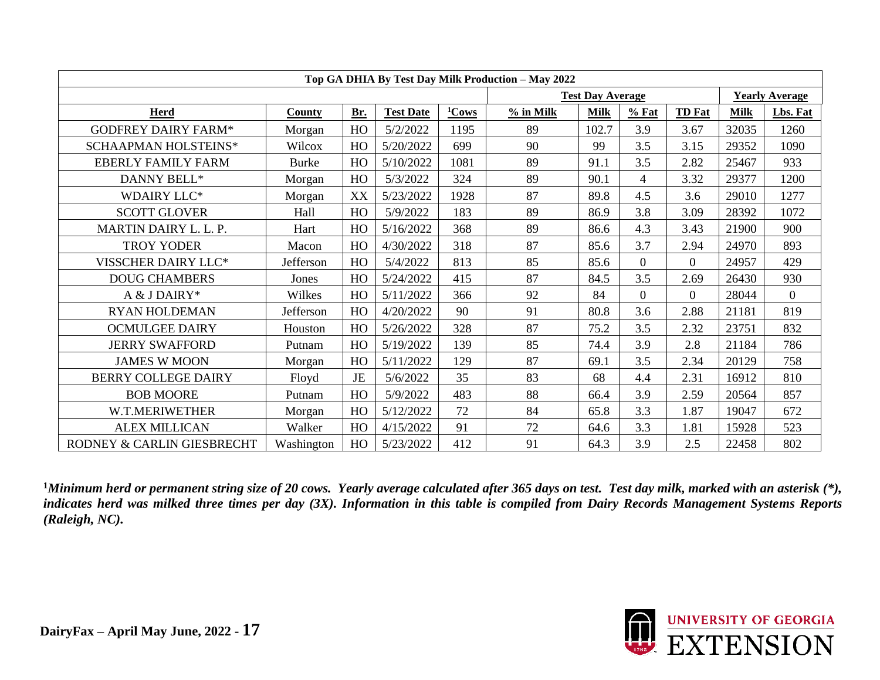| Top GA DHIA By Test Day Milk Production – May 2022 | | | | | | | | | | |
|---|---|---|---|---|---|---|---|---|---|---|
| | | | | | Test Day Average | | | | Yearly Average | |
| **Herd** | **County** | **Br.** | **Test Date** | **[1]Cows** | **% in Milk** | **Milk** | **% Fat** | **TD Fat** | **Milk** | **Lbs. Fat** |
| GODFREY DAIRY FARM* | Morgan | HO | 5/2/2022 | 1195 | 89 | 102.7 | 3.9 | 3.67 | 32035 | 1260 |
| SCHAAPMAN HOLSTEINS* | Wilcox | HO | 5/20/2022 | 699 | 90 | 99 | 3.5 | 3.15 | 29352 | 1090 |
| EBERLY FAMILY FARM | Burke | HO | 5/10/2022 | 1081 | 89 | 91.1 | 3.5 | 2.82 | 25467 | 933 |
| DANNY BELL* | Morgan | HO | 5/3/2022 | 324 | 89 | 90.1 | 4 | 3.32 | 29377 | 1200 |
| WDAIRY LLC* | Morgan | XX | 5/23/2022 | 1928 | 87 | 89.8 | 4.5 | 3.6 | 29010 | 1277 |
| SCOTT GLOVER | Hall | HO | 5/9/2022 | 183 | 89 | 86.9 | 3.8 | 3.09 | 28392 | 1072 |
| MARTIN DAIRY L. L. P. | Hart | HO | 5/16/2022 | 368 | 89 | 86.6 | 4.3 | 3.43 | 21900 | 900 |
| TROY YODER | Macon | HO | 4/30/2022 | 318 | 87 | 85.6 | 3.7 | 2.94 | 24970 | 893 |
| VISSCHER DAIRY LLC* | Jefferson | HO | 5/4/2022 | 813 | 85 | 85.6 | 0 | 0 | 24957 | 429 |
| DOUG CHAMBERS | Jones | HO | 5/24/2022 | 415 | 87 | 84.5 | 3.5 | 2.69 | 26430 | 930 |
| A & J DAIRY* | Wilkes | HO | 5/11/2022 | 366 | 92 | 84 | 0 | 0 | 28044 | 0 |
| RYAN HOLDEMAN | Jefferson | HO | 4/20/2022 | 90 | 91 | 80.8 | 3.6 | 2.88 | 21181 | 819 |
| OCMULGEE DAIRY | Houston | HO | 5/26/2022 | 328 | 87 | 75.2 | 3.5 | 2.32 | 23751 | 832 |
| JERRY SWAFFORD | Putnam | HO | 5/19/2022 | 139 | 85 | 74.4 | 3.9 | 2.8 | 21184 | 786 |
| JAMES W MOON | Morgan | HO | 5/11/2022 | 129 | 87 | 69.1 | 3.5 | 2.34 | 20129 | 758 |
| BERRY COLLEGE DAIRY | Floyd | JE | 5/6/2022 | 35 | 83 | 68 | 4.4 | 2.31 | 16912 | 810 |
| BOB MOORE | Putnam | HO | 5/9/2022 | 483 | 88 | 66.4 | 3.9 | 2.59 | 20564 | 857 |
| W.T.MERIWETHER | Morgan | HO | 5/12/2022 | 72 | 84 | 65.8 | 3.3 | 1.87 | 19047 | 672 |
| ALEX MILLICAN | Walker | HO | 4/15/2022 | 91 | 72 | 64.6 | 3.3 | 1.81 | 15928 | 523 |
| RODNEY & CARLIN GIESBRECHT | Washington | HO | 5/23/2022 | 412 | 91 | 64.3 | 3.9 | 2.5 | 22458 | 802 |

[1]***Minimum herd or permanent string size of 20 cows. Yearly average calculated after 365 days on test. Test day milk, marked with an asterisk (*), indicates herd was milked three times per day (3X). Information in this table is compiled from Dairy Records Management Systems Reports (Raleigh, NC).***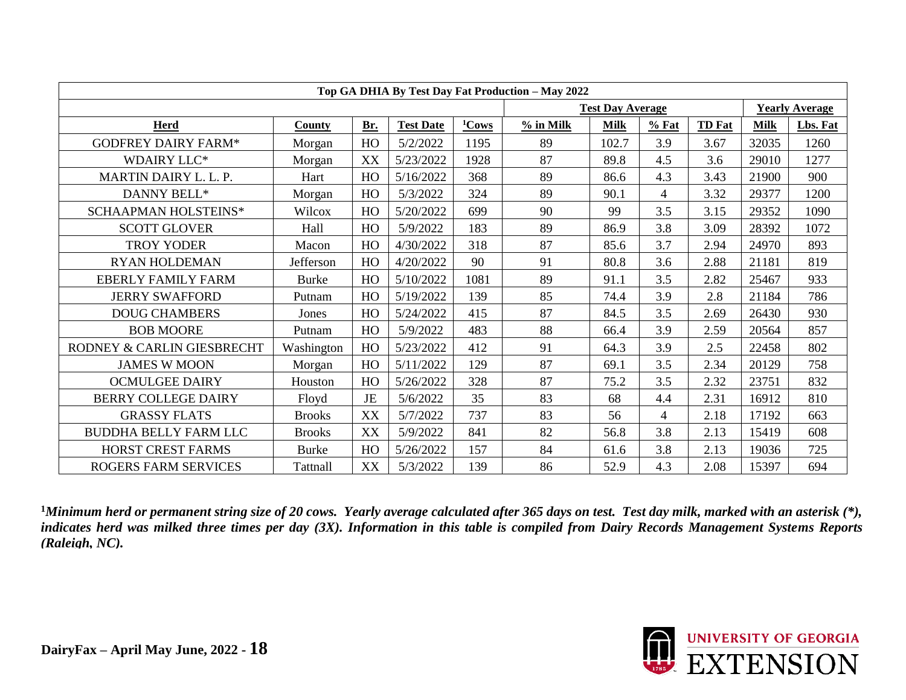| Top GA DHIA By Test Day Fat Production – May 2022 | | | | | | | | | | |
|---|---|---|---|---|---|---|---|---|---|---|
| | | | | | Test Day Average | | | | Yearly Average | |
| **Herd** | **County** | **Br.** | **Test Date** | **[1]Cows** | **% in Milk** | **Milk** | **% Fat** | **TD Fat** | **Milk** | **Lbs. Fat** |
| GODFREY DAIRY FARM* | Morgan | HO | 5/2/2022 | 1195 | 89 | 102.7 | 3.9 | 3.67 | 32035 | 1260 |
| WDAIRY LLC* | Morgan | XX | 5/23/2022 | 1928 | 87 | 89.8 | 4.5 | 3.6 | 29010 | 1277 |
| MARTIN DAIRY L. L. P. | Hart | HO | 5/16/2022 | 368 | 89 | 86.6 | 4.3 | 3.43 | 21900 | 900 |
| DANNY BELL* | Morgan | HO | 5/3/2022 | 324 | 89 | 90.1 | 4 | 3.32 | 29377 | 1200 |
| SCHAAPMAN HOLSTEINS* | Wilcox | HO | 5/20/2022 | 699 | 90 | 99 | 3.5 | 3.15 | 29352 | 1090 |
| SCOTT GLOVER | Hall | HO | 5/9/2022 | 183 | 89 | 86.9 | 3.8 | 3.09 | 28392 | 1072 |
| TROY YODER | Macon | HO | 4/30/2022 | 318 | 87 | 85.6 | 3.7 | 2.94 | 24970 | 893 |
| RYAN HOLDEMAN | Jefferson | HO | 4/20/2022 | 90 | 91 | 80.8 | 3.6 | 2.88 | 21181 | 819 |
| EBERLY FAMILY FARM | Burke | HO | 5/10/2022 | 1081 | 89 | 91.1 | 3.5 | 2.82 | 25467 | 933 |
| JERRY SWAFFORD | Putnam | HO | 5/19/2022 | 139 | 85 | 74.4 | 3.9 | 2.8 | 21184 | 786 |
| DOUG CHAMBERS | Jones | HO | 5/24/2022 | 415 | 87 | 84.5 | 3.5 | 2.69 | 26430 | 930 |
| BOB MOORE | Putnam | HO | 5/9/2022 | 483 | 88 | 66.4 | 3.9 | 2.59 | 20564 | 857 |
| RODNEY & CARLIN GIESBRECHT | Washington | HO | 5/23/2022 | 412 | 91 | 64.3 | 3.9 | 2.5 | 22458 | 802 |
| JAMES W MOON | Morgan | HO | 5/11/2022 | 129 | 87 | 69.1 | 3.5 | 2.34 | 20129 | 758 |
| OCMULGEE DAIRY | Houston | HO | 5/26/2022 | 328 | 87 | 75.2 | 3.5 | 2.32 | 23751 | 832 |
| BERRY COLLEGE DAIRY | Floyd | JE | 5/6/2022 | 35 | 83 | 68 | 4.4 | 2.31 | 16912 | 810 |
| GRASSY FLATS | Brooks | XX | 5/7/2022 | 737 | 83 | 56 | 4 | 2.18 | 17192 | 663 |
| BUDDHA BELLY FARM LLC | Brooks | XX | 5/9/2022 | 841 | 82 | 56.8 | 3.8 | 2.13 | 15419 | 608 |
| HORST CREST FARMS | Burke | HO | 5/26/2022 | 157 | 84 | 61.6 | 3.8 | 2.13 | 19036 | 725 |
| ROGERS FARM SERVICES | Tattnall | XX | 5/3/2022 | 139 | 86 | 52.9 | 4.3 | 2.08 | 15397 | 694 |

***[1]Minimum herd or permanent string size of 20 cows. Yearly average calculated after 365 days on test. Test day milk, marked with an asterisk (*), indicates herd was milked three times per day (3X). Information in this table is compiled from Dairy Records Management Systems Reports (Raleigh, NC).***

**DairyFax – April May June, 2022**

UNIVERSITY OF GEORGIA EXTENSION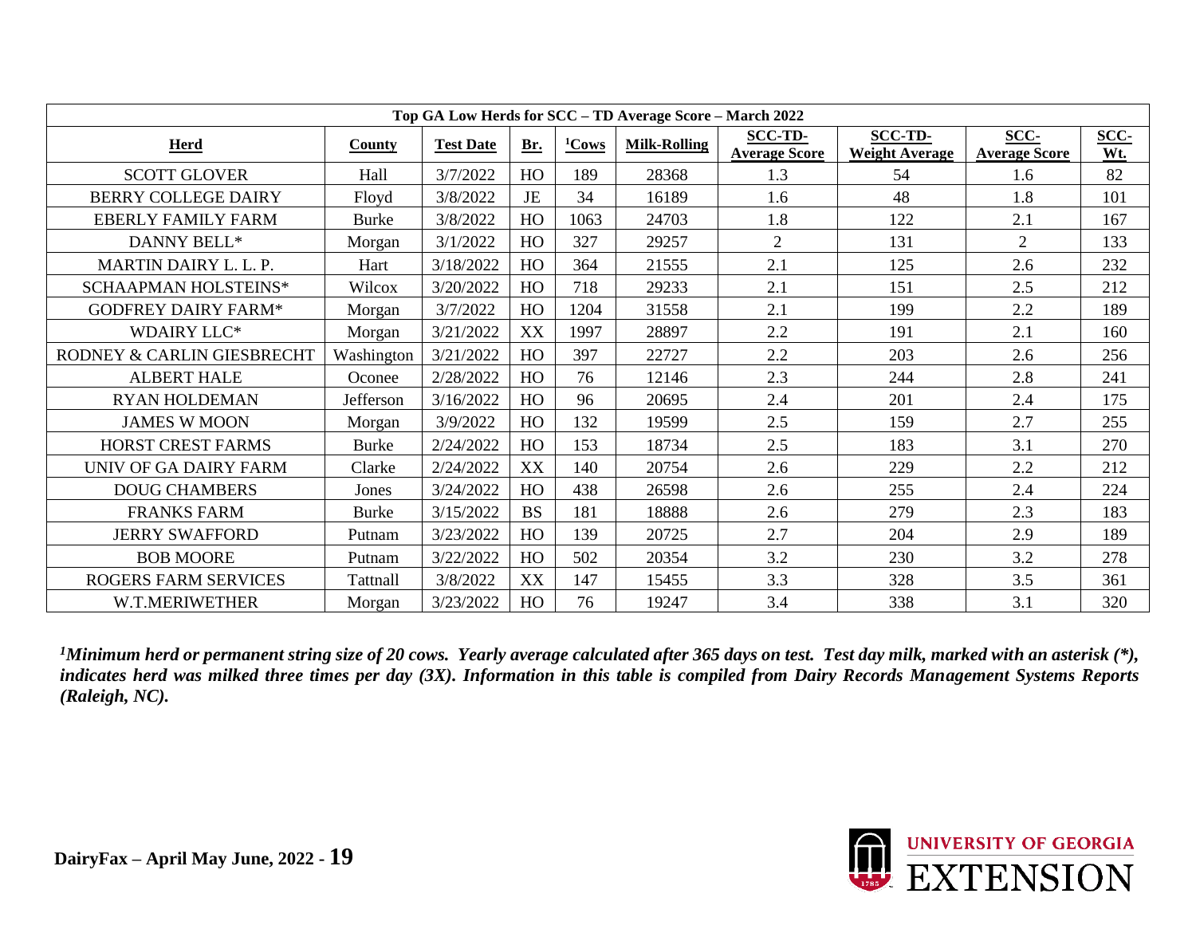| Top GA Low Herds for SCC – TD Average Score – March 2022 | | | | | | | | | |
|---|---|---|---|---|---|---|---|---|---|
| **Herd** | **County** | **Test Date** | **Br.** | **[1]Cows** | **Milk-Rolling** | **SCC-TD-Average Score** | **SCC-TD-Weight Average** | **SCC-Average Score** | **SCC-Wt.** |
| SCOTT GLOVER | Hall | 3/7/2022 | HO | 189 | 28368 | 1.3 | 54 | 1.6 | 82 |
| BERRY COLLEGE DAIRY | Floyd | 3/8/2022 | JE | 34 | 16189 | 1.6 | 48 | 1.8 | 101 |
| EBERLY FAMILY FARM | Burke | 3/8/2022 | HO | 1063 | 24703 | 1.8 | 122 | 2.1 | 167 |
| DANNY BELL* | Morgan | 3/1/2022 | HO | 327 | 29257 | 2 | 131 | 2 | 133 |
| MARTIN DAIRY L. L. P. | Hart | 3/18/2022 | HO | 364 | 21555 | 2.1 | 125 | 2.6 | 232 |
| SCHAAPMAN HOLSTEINS* | Wilcox | 3/20/2022 | HO | 718 | 29233 | 2.1 | 151 | 2.5 | 212 |
| GODFREY DAIRY FARM* | Morgan | 3/7/2022 | HO | 1204 | 31558 | 2.1 | 199 | 2.2 | 189 |
| WDAIRY LLC* | Morgan | 3/21/2022 | XX | 1997 | 28897 | 2.2 | 191 | 2.1 | 160 |
| RODNEY & CARLIN GIESBRECHT | Washington | 3/21/2022 | HO | 397 | 22727 | 2.2 | 203 | 2.6 | 256 |
| ALBERT HALE | Oconee | 2/28/2022 | HO | 76 | 12146 | 2.3 | 244 | 2.8 | 241 |
| RYAN HOLDEMAN | Jefferson | 3/16/2022 | HO | 96 | 20695 | 2.4 | 201 | 2.4 | 175 |
| JAMES W MOON | Morgan | 3/9/2022 | HO | 132 | 19599 | 2.5 | 159 | 2.7 | 255 |
| HORST CREST FARMS | Burke | 2/24/2022 | HO | 153 | 18734 | 2.5 | 183 | 3.1 | 270 |
| UNIV OF GA DAIRY FARM | Clarke | 2/24/2022 | XX | 140 | 20754 | 2.6 | 229 | 2.2 | 212 |
| DOUG CHAMBERS | Jones | 3/24/2022 | HO | 438 | 26598 | 2.6 | 255 | 2.4 | 224 |
| FRANKS FARM | Burke | 3/15/2022 | BS | 181 | 18888 | 2.6 | 279 | 2.3 | 183 |
| JERRY SWAFFORD | Putnam | 3/23/2022 | HO | 139 | 20725 | 2.7 | 204 | 2.9 | 189 |
| BOB MOORE | Putnam | 3/22/2022 | HO | 502 | 20354 | 3.2 | 230 | 3.2 | 278 |
| ROGERS FARM SERVICES | Tattnall | 3/8/2022 | XX | 147 | 15455 | 3.3 | 328 | 3.5 | 361 |
| W.T.MERIWETHER | Morgan | 3/23/2022 | HO | 76 | 19247 | 3.4 | 338 | 3.1 | 320 |

***[1]Minimum herd or permanent string size of 20 cows. Yearly average calculated after 365 days on test. Test day milk, marked with an asterisk (*), indicates herd was milked three times per day (3X). Information in this table is compiled from Dairy Records Management Systems Reports (Raleigh, NC).***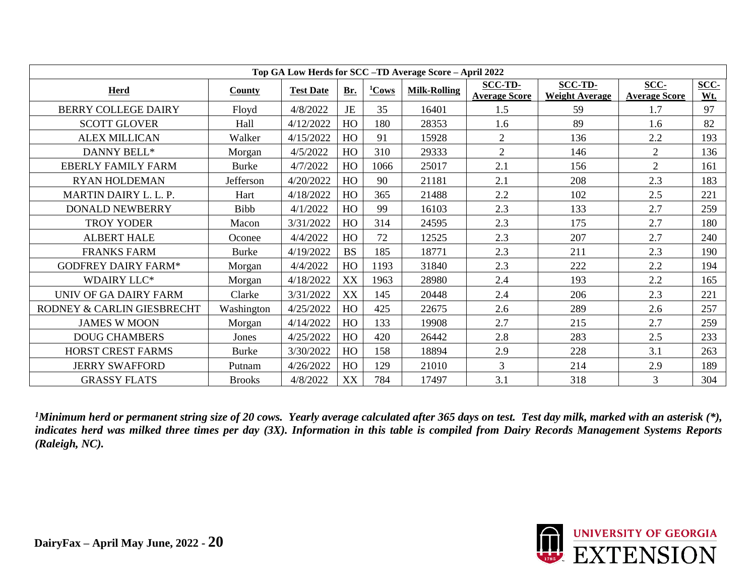| Top GA Low Herds for SCC –TD Average Score – April 2022 | | | | | | | | | |
|---|---|---|---|---|---|---|---|---|---|
| **Herd** | **County** | **Test Date** | **Br.** | **[1]Cows** | **Milk-Rolling** | **SCC-TD-Average Score** | **SCC-TD-Weight Average** | **SCC-Average Score** | **SCC-Wt.** |
| BERRY COLLEGE DAIRY | Floyd | 4/8/2022 | JE | 35 | 16401 | 1.5 | 59 | 1.7 | 97 |
| SCOTT GLOVER | Hall | 4/12/2022 | HO | 180 | 28353 | 1.6 | 89 | 1.6 | 82 |
| ALEX MILLICAN | Walker | 4/15/2022 | HO | 91 | 15928 | 2 | 136 | 2.2 | 193 |
| DANNY BELL* | Morgan | 4/5/2022 | HO | 310 | 29333 | 2 | 146 | 2 | 136 |
| EBERLY FAMILY FARM | Burke | 4/7/2022 | HO | 1066 | 25017 | 2.1 | 156 | 2 | 161 |
| RYAN HOLDEMAN | Jefferson | 4/20/2022 | HO | 90 | 21181 | 2.1 | 208 | 2.3 | 183 |
| MARTIN DAIRY L. L. P. | Hart | 4/18/2022 | HO | 365 | 21488 | 2.2 | 102 | 2.5 | 221 |
| DONALD NEWBERRY | Bibb | 4/1/2022 | HO | 99 | 16103 | 2.3 | 133 | 2.7 | 259 |
| TROY YODER | Macon | 3/31/2022 | HO | 314 | 24595 | 2.3 | 175 | 2.7 | 180 |
| ALBERT HALE | Oconee | 4/4/2022 | HO | 72 | 12525 | 2.3 | 207 | 2.7 | 240 |
| FRANKS FARM | Burke | 4/19/2022 | BS | 185 | 18771 | 2.3 | 211 | 2.3 | 190 |
| GODFREY DAIRY FARM* | Morgan | 4/4/2022 | HO | 1193 | 31840 | 2.3 | 222 | 2.2 | 194 |
| WDAIRY LLC* | Morgan | 4/18/2022 | XX | 1963 | 28980 | 2.4 | 193 | 2.2 | 165 |
| UNIV OF GA DAIRY FARM | Clarke | 3/31/2022 | XX | 145 | 20448 | 2.4 | 206 | 2.3 | 221 |
| RODNEY & CARLIN GIESBRECHT | Washington | 4/25/2022 | HO | 425 | 22675 | 2.6 | 289 | 2.6 | 257 |
| JAMES W MOON | Morgan | 4/14/2022 | HO | 133 | 19908 | 2.7 | 215 | 2.7 | 259 |
| DOUG CHAMBERS | Jones | 4/25/2022 | HO | 420 | 26442 | 2.8 | 283 | 2.5 | 233 |
| HORST CREST FARMS | Burke | 3/30/2022 | HO | 158 | 18894 | 2.9 | 228 | 3.1 | 263 |
| JERRY SWAFFORD | Putnam | 4/26/2022 | HO | 129 | 21010 | 3 | 214 | 2.9 | 189 |
| GRASSY FLATS | Brooks | 4/8/2022 | XX | 784 | 17497 | 3.1 | 318 | 3 | 304 |

***[1]Minimum herd or permanent string size of 20 cows. Yearly average calculated after 365 days on test. Test day milk, marked with an asterisk (*), indicates herd was milked three times per day (3X). Information in this table is compiled from Dairy Records Management Systems Reports (Raleigh, NC).***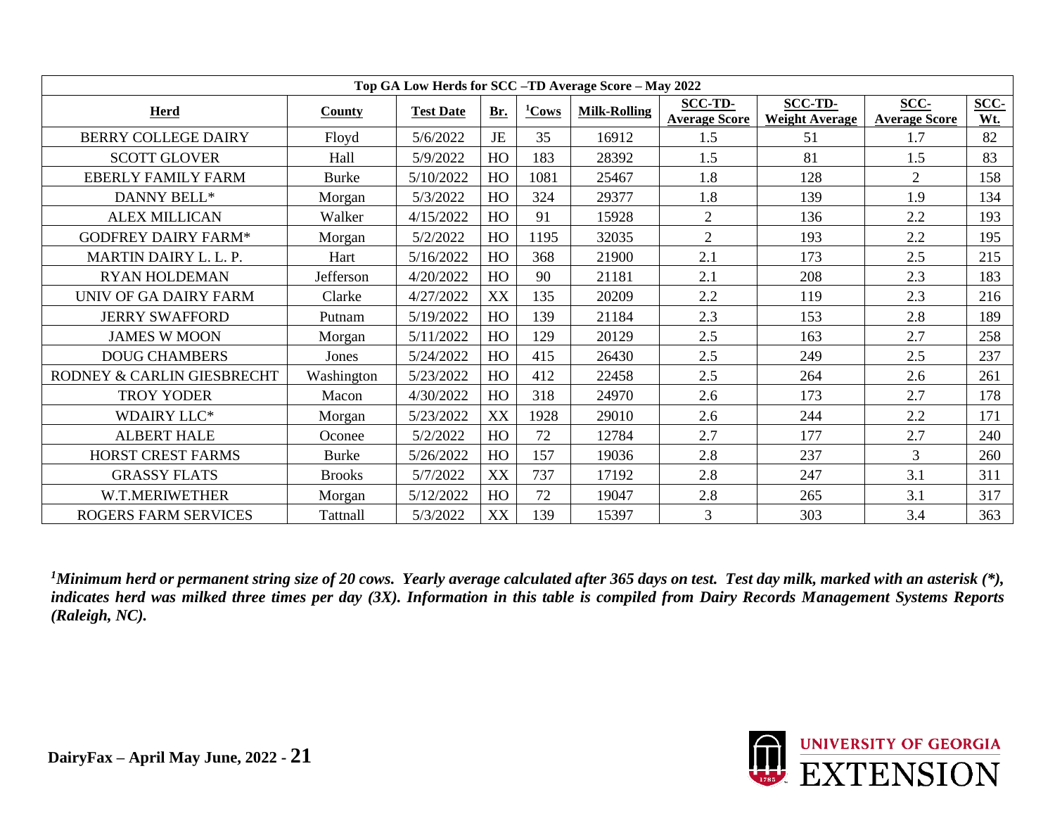| Top GA Low Herds for SCC –TD Average Score – May 2022 | | | | | | | | | |
|---|---|---|---|---|---|---|---|---|---|
| **Herd** | **County** | **Test Date** | **Br.** | **[1]Cows** | **Milk-Rolling** | **SCC-TD-Average Score** | **SCC-TD-Weight Average** | **SCC-Average Score** | **SCC-Wt.** |
| BERRY COLLEGE DAIRY | Floyd | 5/6/2022 | JE | 35 | 16912 | 1.5 | 51 | 1.7 | 82 |
| SCOTT GLOVER | Hall | 5/9/2022 | HO | 183 | 28392 | 1.5 | 81 | 1.5 | 83 |
| EBERLY FAMILY FARM | Burke | 5/10/2022 | HO | 1081 | 25467 | 1.8 | 128 | 2 | 158 |
| DANNY BELL* | Morgan | 5/3/2022 | HO | 324 | 29377 | 1.8 | 139 | 1.9 | 134 |
| ALEX MILLICAN | Walker | 4/15/2022 | HO | 91 | 15928 | 2 | 136 | 2.2 | 193 |
| GODFREY DAIRY FARM* | Morgan | 5/2/2022 | HO | 1195 | 32035 | 2 | 193 | 2.2 | 195 |
| MARTIN DAIRY L. L. P. | Hart | 5/16/2022 | HO | 368 | 21900 | 2.1 | 173 | 2.5 | 215 |
| RYAN HOLDEMAN | Jefferson | 4/20/2022 | HO | 90 | 21181 | 2.1 | 208 | 2.3 | 183 |
| UNIV OF GA DAIRY FARM | Clarke | 4/27/2022 | XX | 135 | 20209 | 2.2 | 119 | 2.3 | 216 |
| JERRY SWAFFORD | Putnam | 5/19/2022 | HO | 139 | 21184 | 2.3 | 153 | 2.8 | 189 |
| JAMES W MOON | Morgan | 5/11/2022 | HO | 129 | 20129 | 2.5 | 163 | 2.7 | 258 |
| DOUG CHAMBERS | Jones | 5/24/2022 | HO | 415 | 26430 | 2.5 | 249 | 2.5 | 237 |
| RODNEY & CARLIN GIESBRECHT | Washington | 5/23/2022 | HO | 412 | 22458 | 2.5 | 264 | 2.6 | 261 |
| TROY YODER | Macon | 4/30/2022 | HO | 318 | 24970 | 2.6 | 173 | 2.7 | 178 |
| WDAIRY LLC* | Morgan | 5/23/2022 | XX | 1928 | 29010 | 2.6 | 244 | 2.2 | 171 |
| ALBERT HALE | Oconee | 5/2/2022 | HO | 72 | 12784 | 2.7 | 177 | 2.7 | 240 |
| HORST CREST FARMS | Burke | 5/26/2022 | HO | 157 | 19036 | 2.8 | 237 | 3 | 260 |
| GRASSY FLATS | Brooks | 5/7/2022 | XX | 737 | 17192 | 2.8 | 247 | 3.1 | 311 |
| W.T.MERIWETHER | Morgan | 5/12/2022 | HO | 72 | 19047 | 2.8 | 265 | 3.1 | 317 |
| ROGERS FARM SERVICES | Tattnall | 5/3/2022 | XX | 139 | 15397 | 3 | 303 | 3.4 | 363 |

***[1]Minimum herd or permanent string size of 20 cows. Yearly average calculated after 365 days on test. Test day milk, marked with an asterisk (*), indicates herd was milked three times per day (3X). Information in this table is compiled from Dairy Records Management Systems Reports (Raleigh, NC).***